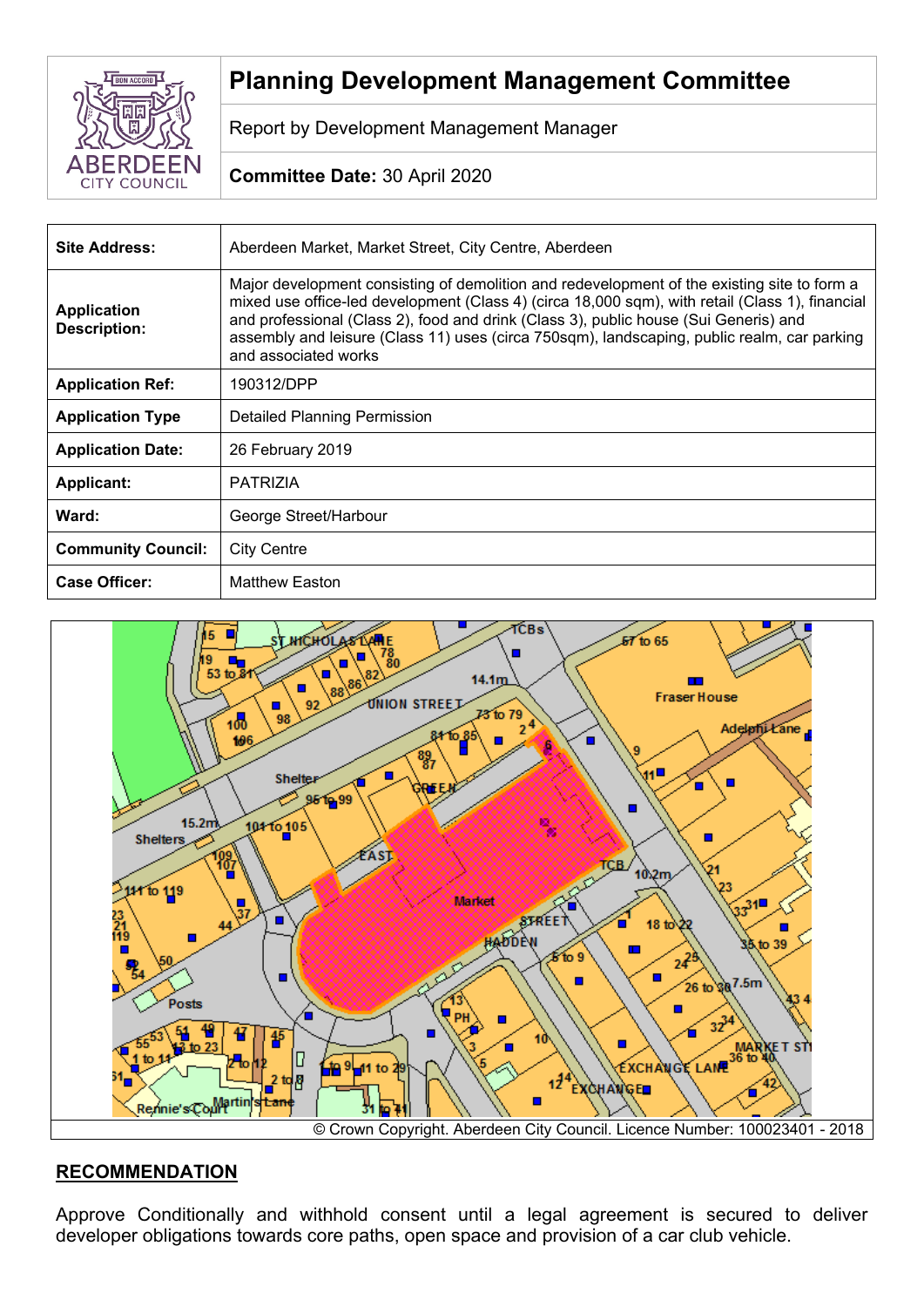# Planning Development Management Committee

Report by Development Management Manager

**Committee Date:** 30 April 2020

| | |
|---|---|
| **Site Address:** | Aberdeen Market, Market Street, City Centre, Aberdeen |
| **Application Description:** | Major development consisting of demolition and redevelopment of the existing site to form a mixed use office-led development (Class 4) (circa 18,000 sqm), with retail (Class 1), financial and professional (Class 2), food and drink (Class 3), public house (Sui Generis) and assembly and leisure (Class 11) uses (circa 750sqm), landscaping, public realm, car parking and associated works |
| **Application Ref:** | 190312/DPP |
| **Application Type** | Detailed Planning Permission |
| **Application Date:** | 26 February 2019 |
| **Applicant:** | PATRIZIA |
| **Ward:** | George Street/Harbour |
| **Community Council:** | City Centre |
| **Case Officer:** | Matthew Easton |

© Crown Copyright. Aberdeen City Council. Licence Number: 100023401 - 2018

## RECOMMENDATION

Approve Conditionally and withhold consent until a legal agreement is secured to deliver developer obligations towards core paths, open space and provision of a car club vehicle.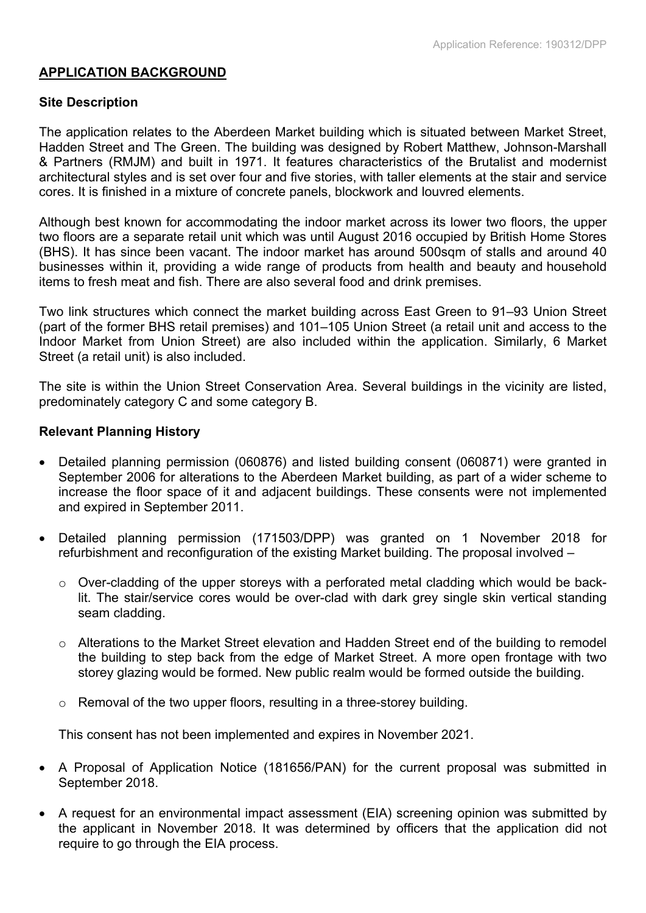## APPLICATION BACKGROUND

### Site Description

The application relates to the Aberdeen Market building which is situated between Market Street, Hadden Street and The Green. The building was designed by Robert Matthew, Johnson-Marshall & Partners (RMJM) and built in 1971. It features characteristics of the Brutalist and modernist architectural styles and is set over four and five stories, with taller elements at the stair and service cores. It is finished in a mixture of concrete panels, blockwork and louvred elements.

Although best known for accommodating the indoor market across its lower two floors, the upper two floors are a separate retail unit which was until August 2016 occupied by British Home Stores (BHS). It has since been vacant. The indoor market has around 500sqm of stalls and around 40 businesses within it, providing a wide range of products from health and beauty and household items to fresh meat and fish. There are also several food and drink premises.

Two link structures which connect the market building across East Green to 91–93 Union Street (part of the former BHS retail premises) and 101–105 Union Street (a retail unit and access to the Indoor Market from Union Street) are also included within the application. Similarly, 6 Market Street (a retail unit) is also included.

The site is within the Union Street Conservation Area. Several buildings in the vicinity are listed, predominately category C and some category B.

### Relevant Planning History

- Detailed planning permission (060876) and listed building consent (060871) were granted in September 2006 for alterations to the Aberdeen Market building, as part of a wider scheme to increase the floor space of it and adjacent buildings. These consents were not implemented and expired in September 2011.
- Detailed planning permission (171503/DPP) was granted on 1 November 2018 for refurbishment and reconfiguration of the existing Market building. The proposal involved –
  - Over-cladding of the upper storeys with a perforated metal cladding which would be back-lit. The stair/service cores would be over-clad with dark grey single skin vertical standing seam cladding.
  - Alterations to the Market Street elevation and Hadden Street end of the building to remodel the building to step back from the edge of Market Street. A more open frontage with two storey glazing would be formed. New public realm would be formed outside the building.
  - Removal of the two upper floors, resulting in a three-storey building.

  This consent has not been implemented and expires in November 2021.
- A Proposal of Application Notice (181656/PAN) for the current proposal was submitted in September 2018.
- A request for an environmental impact assessment (EIA) screening opinion was submitted by the applicant in November 2018. It was determined by officers that the application did not require to go through the EIA process.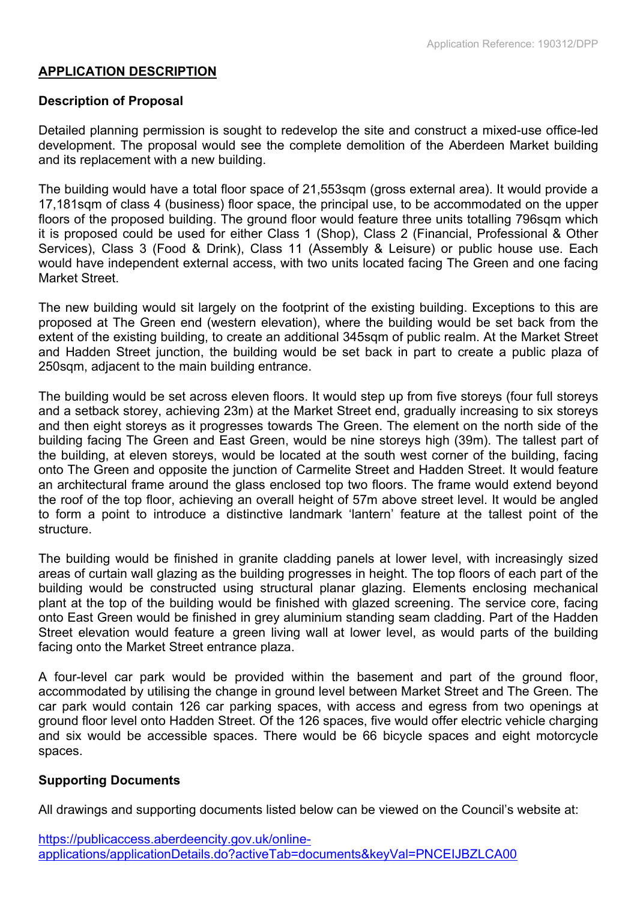## APPLICATION DESCRIPTION

### Description of Proposal

Detailed planning permission is sought to redevelop the site and construct a mixed-use office-led development. The proposal would see the complete demolition of the Aberdeen Market building and its replacement with a new building.

The building would have a total floor space of 21,553sqm (gross external area). It would provide a 17,181sqm of class 4 (business) floor space, the principal use, to be accommodated on the upper floors of the proposed building. The ground floor would feature three units totalling 796sqm which it is proposed could be used for either Class 1 (Shop), Class 2 (Financial, Professional & Other Services), Class 3 (Food & Drink), Class 11 (Assembly & Leisure) or public house use. Each would have independent external access, with two units located facing The Green and one facing Market Street.

The new building would sit largely on the footprint of the existing building. Exceptions to this are proposed at The Green end (western elevation), where the building would be set back from the extent of the existing building, to create an additional 345sqm of public realm. At the Market Street and Hadden Street junction, the building would be set back in part to create a public plaza of 250sqm, adjacent to the main building entrance.

The building would be set across eleven floors. It would step up from five storeys (four full storeys and a setback storey, achieving 23m) at the Market Street end, gradually increasing to six storeys and then eight storeys as it progresses towards The Green. The element on the north side of the building facing The Green and East Green, would be nine storeys high (39m). The tallest part of the building, at eleven storeys, would be located at the south west corner of the building, facing onto The Green and opposite the junction of Carmelite Street and Hadden Street. It would feature an architectural frame around the glass enclosed top two floors. The frame would extend beyond the roof of the top floor, achieving an overall height of 57m above street level. It would be angled to form a point to introduce a distinctive landmark 'lantern' feature at the tallest point of the structure.

The building would be finished in granite cladding panels at lower level, with increasingly sized areas of curtain wall glazing as the building progresses in height. The top floors of each part of the building would be constructed using structural planar glazing. Elements enclosing mechanical plant at the top of the building would be finished with glazed screening. The service core, facing onto East Green would be finished in grey aluminium standing seam cladding. Part of the Hadden Street elevation would feature a green living wall at lower level, as would parts of the building facing onto the Market Street entrance plaza.

A four-level car park would be provided within the basement and part of the ground floor, accommodated by utilising the change in ground level between Market Street and The Green. The car park would contain 126 car parking spaces, with access and egress from two openings at ground floor level onto Hadden Street. Of the 126 spaces, five would offer electric vehicle charging and six would be accessible spaces. There would be 66 bicycle spaces and eight motorcycle spaces.

### Supporting Documents

All drawings and supporting documents listed below can be viewed on the Council's website at:

https://publicaccess.aberdeencity.gov.uk/online-applications/applicationDetails.do?activeTab=documents&keyVal=PNCEIJBZLCA00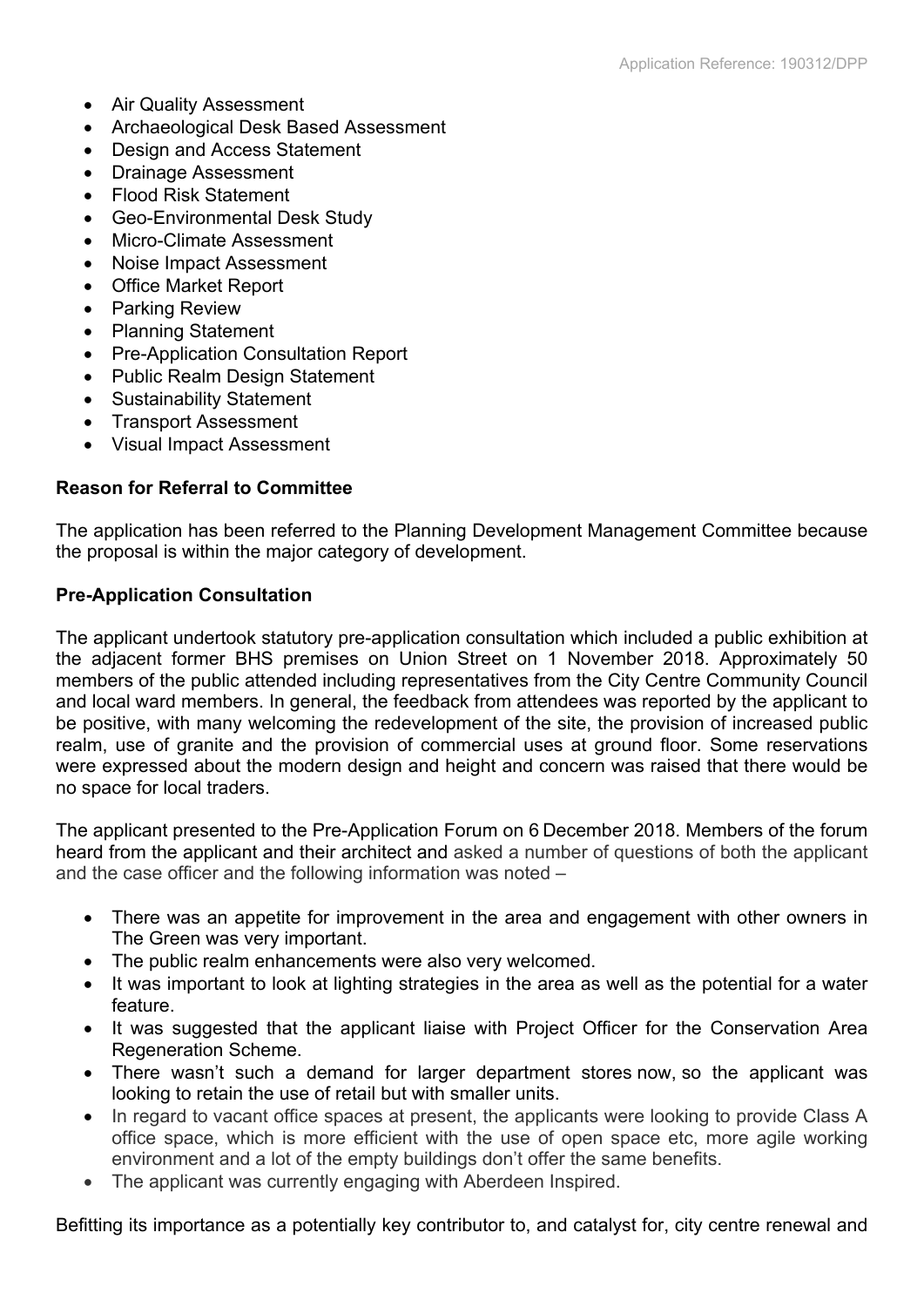- Air Quality Assessment
- Archaeological Desk Based Assessment
- Design and Access Statement
- Drainage Assessment
- Flood Risk Statement
- Geo-Environmental Desk Study
- Micro-Climate Assessment
- Noise Impact Assessment
- Office Market Report
- Parking Review
- Planning Statement
- Pre-Application Consultation Report
- Public Realm Design Statement
- Sustainability Statement
- Transport Assessment
- Visual Impact Assessment

**Reason for Referral to Committee**

The application has been referred to the Planning Development Management Committee because the proposal is within the major category of development.

**Pre-Application Consultation**

The applicant undertook statutory pre-application consultation which included a public exhibition at the adjacent former BHS premises on Union Street on 1 November 2018. Approximately 50 members of the public attended including representatives from the City Centre Community Council and local ward members. In general, the feedback from attendees was reported by the applicant to be positive, with many welcoming the redevelopment of the site, the provision of increased public realm, use of granite and the provision of commercial uses at ground floor. Some reservations were expressed about the modern design and height and concern was raised that there would be no space for local traders.

The applicant presented to the Pre-Application Forum on 6 December 2018. Members of the forum heard from the applicant and their architect and asked a number of questions of both the applicant and the case officer and the following information was noted –

- There was an appetite for improvement in the area and engagement with other owners in The Green was very important.
- The public realm enhancements were also very welcomed.
- It was important to look at lighting strategies in the area as well as the potential for a water feature.
- It was suggested that the applicant liaise with Project Officer for the Conservation Area Regeneration Scheme.
- There wasn't such a demand for larger department stores now, so the applicant was looking to retain the use of retail but with smaller units.
- In regard to vacant office spaces at present, the applicants were looking to provide Class A office space, which is more efficient with the use of open space etc, more agile working environment and a lot of the empty buildings don't offer the same benefits.
- The applicant was currently engaging with Aberdeen Inspired.

Befitting its importance as a potentially key contributor to, and catalyst for, city centre renewal and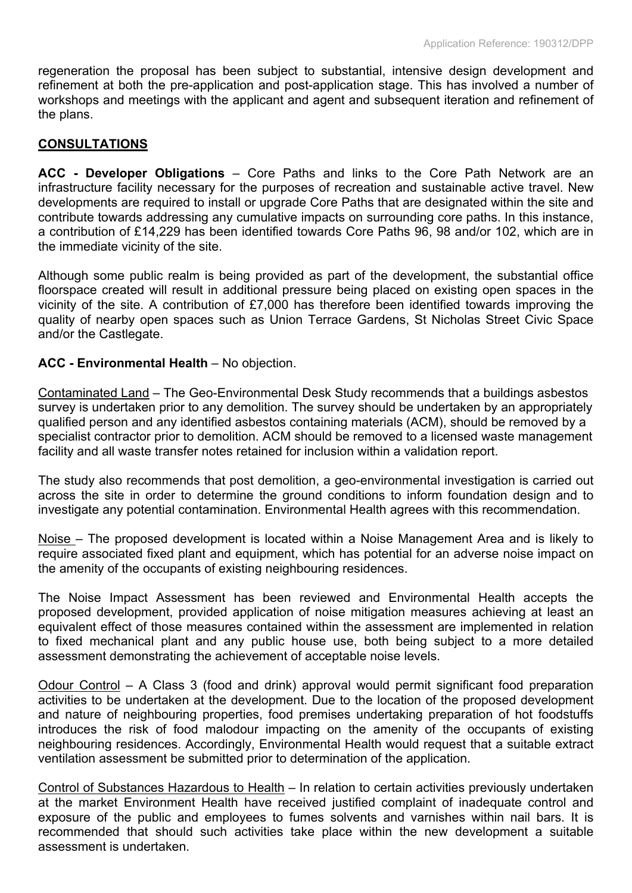regeneration the proposal has been subject to substantial, intensive design development and refinement at both the pre-application and post-application stage. This has involved a number of workshops and meetings with the applicant and agent and subsequent iteration and refinement of the plans.

## CONSULTATIONS

**ACC - Developer Obligations** – Core Paths and links to the Core Path Network are an infrastructure facility necessary for the purposes of recreation and sustainable active travel. New developments are required to install or upgrade Core Paths that are designated within the site and contribute towards addressing any cumulative impacts on surrounding core paths. In this instance, a contribution of £14,229 has been identified towards Core Paths 96, 98 and/or 102, which are in the immediate vicinity of the site.

Although some public realm is being provided as part of the development, the substantial office floorspace created will result in additional pressure being placed on existing open spaces in the vicinity of the site. A contribution of £7,000 has therefore been identified towards improving the quality of nearby open spaces such as Union Terrace Gardens, St Nicholas Street Civic Space and/or the Castlegate.

**ACC - Environmental Health** – No objection.

Contaminated Land – The Geo-Environmental Desk Study recommends that a buildings asbestos survey is undertaken prior to any demolition. The survey should be undertaken by an appropriately qualified person and any identified asbestos containing materials (ACM), should be removed by a specialist contractor prior to demolition. ACM should be removed to a licensed waste management facility and all waste transfer notes retained for inclusion within a validation report.

The study also recommends that post demolition, a geo-environmental investigation is carried out across the site in order to determine the ground conditions to inform foundation design and to investigate any potential contamination. Environmental Health agrees with this recommendation.

Noise – The proposed development is located within a Noise Management Area and is likely to require associated fixed plant and equipment, which has potential for an adverse noise impact on the amenity of the occupants of existing neighbouring residences.

The Noise Impact Assessment has been reviewed and Environmental Health accepts the proposed development, provided application of noise mitigation measures achieving at least an equivalent effect of those measures contained within the assessment are implemented in relation to fixed mechanical plant and any public house use, both being subject to a more detailed assessment demonstrating the achievement of acceptable noise levels.

Odour Control – A Class 3 (food and drink) approval would permit significant food preparation activities to be undertaken at the development. Due to the location of the proposed development and nature of neighbouring properties, food premises undertaking preparation of hot foodstuffs introduces the risk of food malodour impacting on the amenity of the occupants of existing neighbouring residences. Accordingly, Environmental Health would request that a suitable extract ventilation assessment be submitted prior to determination of the application.

Control of Substances Hazardous to Health – In relation to certain activities previously undertaken at the market Environment Health have received justified complaint of inadequate control and exposure of the public and employees to fumes solvents and varnishes within nail bars. It is recommended that should such activities take place within the new development a suitable assessment is undertaken.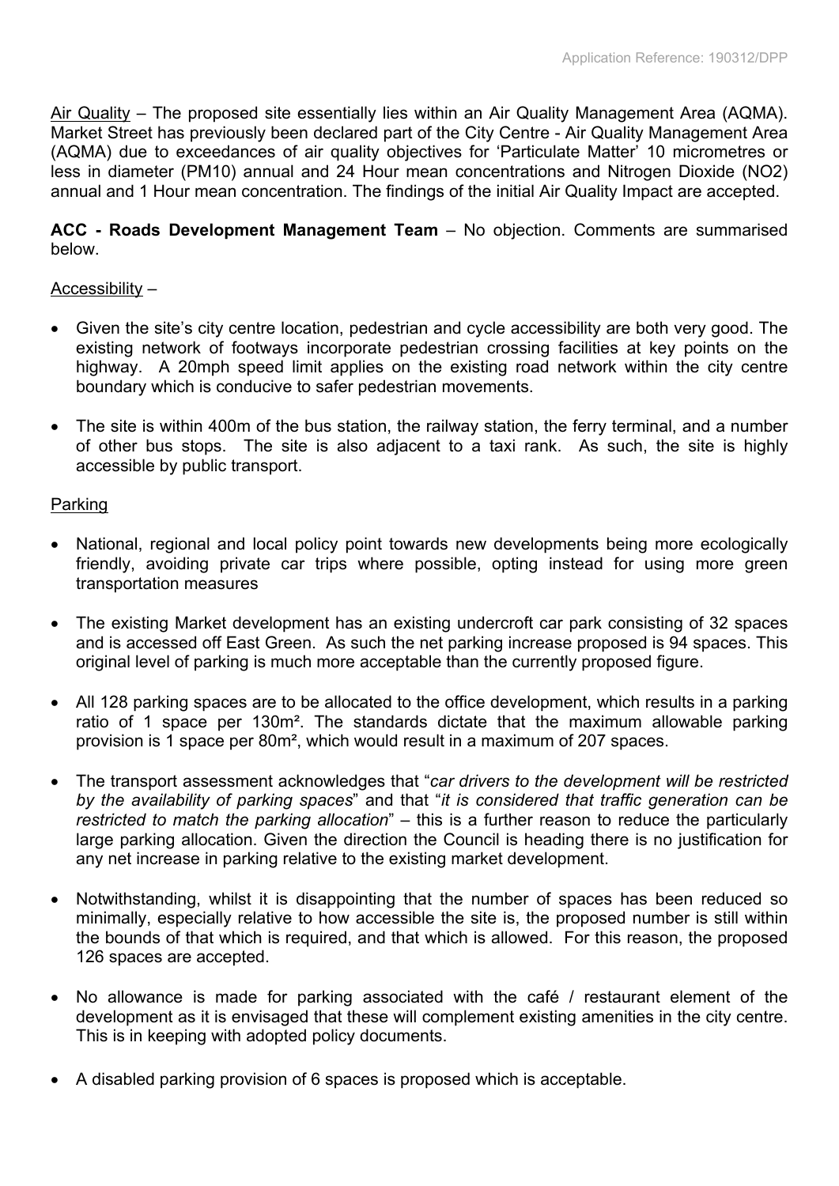Air Quality – The proposed site essentially lies within an Air Quality Management Area (AQMA). Market Street has previously been declared part of the City Centre - Air Quality Management Area (AQMA) due to exceedances of air quality objectives for 'Particulate Matter' 10 micrometres or less in diameter (PM10) annual and 24 Hour mean concentrations and Nitrogen Dioxide ($NO_2$) annual and 1 Hour mean concentration. The findings of the initial Air Quality Impact are accepted.

**ACC - Roads Development Management Team** – No objection. Comments are summarised below.

Accessibility –

- Given the site's city centre location, pedestrian and cycle accessibility are both very good. The existing network of footways incorporate pedestrian crossing facilities at key points on the highway. A 20mph speed limit applies on the existing road network within the city centre boundary which is conducive to safer pedestrian movements.
- The site is within 400m of the bus station, the railway station, the ferry terminal, and a number of other bus stops. The site is also adjacent to a taxi rank. As such, the site is highly accessible by public transport.

Parking

- National, regional and local policy point towards new developments being more ecologically friendly, avoiding private car trips where possible, opting instead for using more green transportation measures
- The existing Market development has an existing undercroft car park consisting of 32 spaces and is accessed off East Green. As such the net parking increase proposed is 94 spaces. This original level of parking is much more acceptable than the currently proposed figure.
- All 128 parking spaces are to be allocated to the office development, which results in a parking ratio of 1 space per 130m². The standards dictate that the maximum allowable parking provision is 1 space per 80m², which would result in a maximum of 207 spaces.
- The transport assessment acknowledges that "*car drivers to the development will be restricted by the availability of parking spaces*" and that "*it is considered that traffic generation can be restricted to match the parking allocation*" – this is a further reason to reduce the particularly large parking allocation. Given the direction the Council is heading there is no justification for any net increase in parking relative to the existing market development.
- Notwithstanding, whilst it is disappointing that the number of spaces has been reduced so minimally, especially relative to how accessible the site is, the proposed number is still within the bounds of that which is required, and that which is allowed. For this reason, the proposed 126 spaces are accepted.
- No allowance is made for parking associated with the café / restaurant element of the development as it is envisaged that these will complement existing amenities in the city centre. This is in keeping with adopted policy documents.
- A disabled parking provision of 6 spaces is proposed which is acceptable.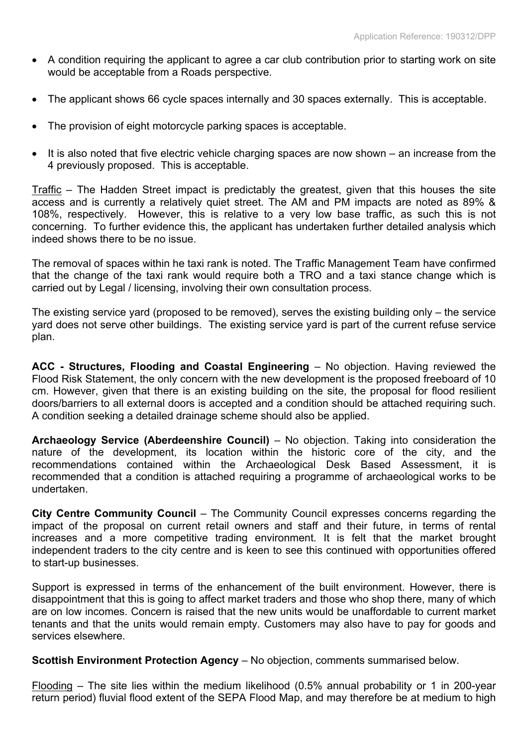- A condition requiring the applicant to agree a car club contribution prior to starting work on site would be acceptable from a Roads perspective.

- The applicant shows 66 cycle spaces internally and 30 spaces externally. This is acceptable.

- The provision of eight motorcycle parking spaces is acceptable.

- It is also noted that five electric vehicle charging spaces are now shown – an increase from the 4 previously proposed. This is acceptable.

Traffic – The Hadden Street impact is predictably the greatest, given that this houses the site access and is currently a relatively quiet street. The AM and PM impacts are noted as 89% & 108%, respectively. However, this is relative to a very low base traffic, as such this is not concerning. To further evidence this, the applicant has undertaken further detailed analysis which indeed shows there to be no issue.

The removal of spaces within he taxi rank is noted. The Traffic Management Team have confirmed that the change of the taxi rank would require both a TRO and a taxi stance change which is carried out by Legal / licensing, involving their own consultation process.

The existing service yard (proposed to be removed), serves the existing building only – the service yard does not serve other buildings. The existing service yard is part of the current refuse service plan.

**ACC - Structures, Flooding and Coastal Engineering** – No objection. Having reviewed the Flood Risk Statement, the only concern with the new development is the proposed freeboard of 10 cm. However, given that there is an existing building on the site, the proposal for flood resilient doors/barriers to all external doors is accepted and a condition should be attached requiring such. A condition seeking a detailed drainage scheme should also be applied.

**Archaeology Service (Aberdeenshire Council)** – No objection. Taking into consideration the nature of the development, its location within the historic core of the city, and the recommendations contained within the Archaeological Desk Based Assessment, it is recommended that a condition is attached requiring a programme of archaeological works to be undertaken.

**City Centre Community Council** – The Community Council expresses concerns regarding the impact of the proposal on current retail owners and staff and their future, in terms of rental increases and a more competitive trading environment. It is felt that the market brought independent traders to the city centre and is keen to see this continued with opportunities offered to start-up businesses.

Support is expressed in terms of the enhancement of the built environment. However, there is disappointment that this is going to affect market traders and those who shop there, many of which are on low incomes. Concern is raised that the new units would be unaffordable to current market tenants and that the units would remain empty. Customers may also have to pay for goods and services elsewhere.

**Scottish Environment Protection Agency** – No objection, comments summarised below.

Flooding – The site lies within the medium likelihood (0.5% annual probability or 1 in 200-year return period) fluvial flood extent of the SEPA Flood Map, and may therefore be at medium to high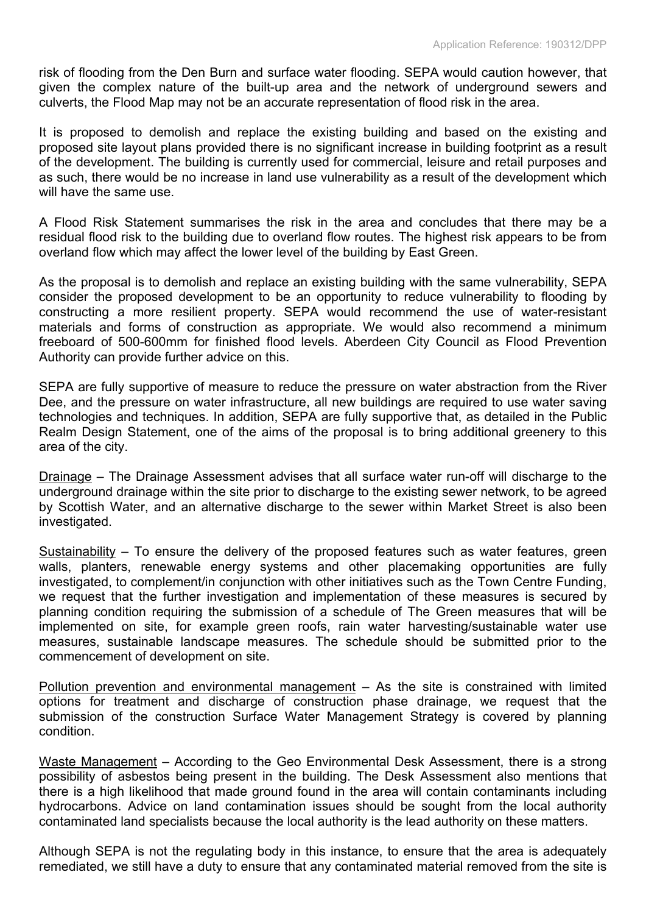risk of flooding from the Den Burn and surface water flooding. SEPA would caution however, that given the complex nature of the built-up area and the network of underground sewers and culverts, the Flood Map may not be an accurate representation of flood risk in the area.

It is proposed to demolish and replace the existing building and based on the existing and proposed site layout plans provided there is no significant increase in building footprint as a result of the development. The building is currently used for commercial, leisure and retail purposes and as such, there would be no increase in land use vulnerability as a result of the development which will have the same use.

A Flood Risk Statement summarises the risk in the area and concludes that there may be a residual flood risk to the building due to overland flow routes. The highest risk appears to be from overland flow which may affect the lower level of the building by East Green.

As the proposal is to demolish and replace an existing building with the same vulnerability, SEPA consider the proposed development to be an opportunity to reduce vulnerability to flooding by constructing a more resilient property. SEPA would recommend the use of water-resistant materials and forms of construction as appropriate. We would also recommend a minimum freeboard of 500-600mm for finished flood levels. Aberdeen City Council as Flood Prevention Authority can provide further advice on this.

SEPA are fully supportive of measure to reduce the pressure on water abstraction from the River Dee, and the pressure on water infrastructure, all new buildings are required to use water saving technologies and techniques. In addition, SEPA are fully supportive that, as detailed in the Public Realm Design Statement, one of the aims of the proposal is to bring additional greenery to this area of the city.

Drainage – The Drainage Assessment advises that all surface water run-off will discharge to the underground drainage within the site prior to discharge to the existing sewer network, to be agreed by Scottish Water, and an alternative discharge to the sewer within Market Street is also been investigated.

Sustainability – To ensure the delivery of the proposed features such as water features, green walls, planters, renewable energy systems and other placemaking opportunities are fully investigated, to complement/in conjunction with other initiatives such as the Town Centre Funding, we request that the further investigation and implementation of these measures is secured by planning condition requiring the submission of a schedule of The Green measures that will be implemented on site, for example green roofs, rain water harvesting/sustainable water use measures, sustainable landscape measures. The schedule should be submitted prior to the commencement of development on site.

Pollution prevention and environmental management – As the site is constrained with limited options for treatment and discharge of construction phase drainage, we request that the submission of the construction Surface Water Management Strategy is covered by planning condition.

Waste Management – According to the Geo Environmental Desk Assessment, there is a strong possibility of asbestos being present in the building. The Desk Assessment also mentions that there is a high likelihood that made ground found in the area will contain contaminants including hydrocarbons. Advice on land contamination issues should be sought from the local authority contaminated land specialists because the local authority is the lead authority on these matters.

Although SEPA is not the regulating body in this instance, to ensure that the area is adequately remediated, we still have a duty to ensure that any contaminated material removed from the site is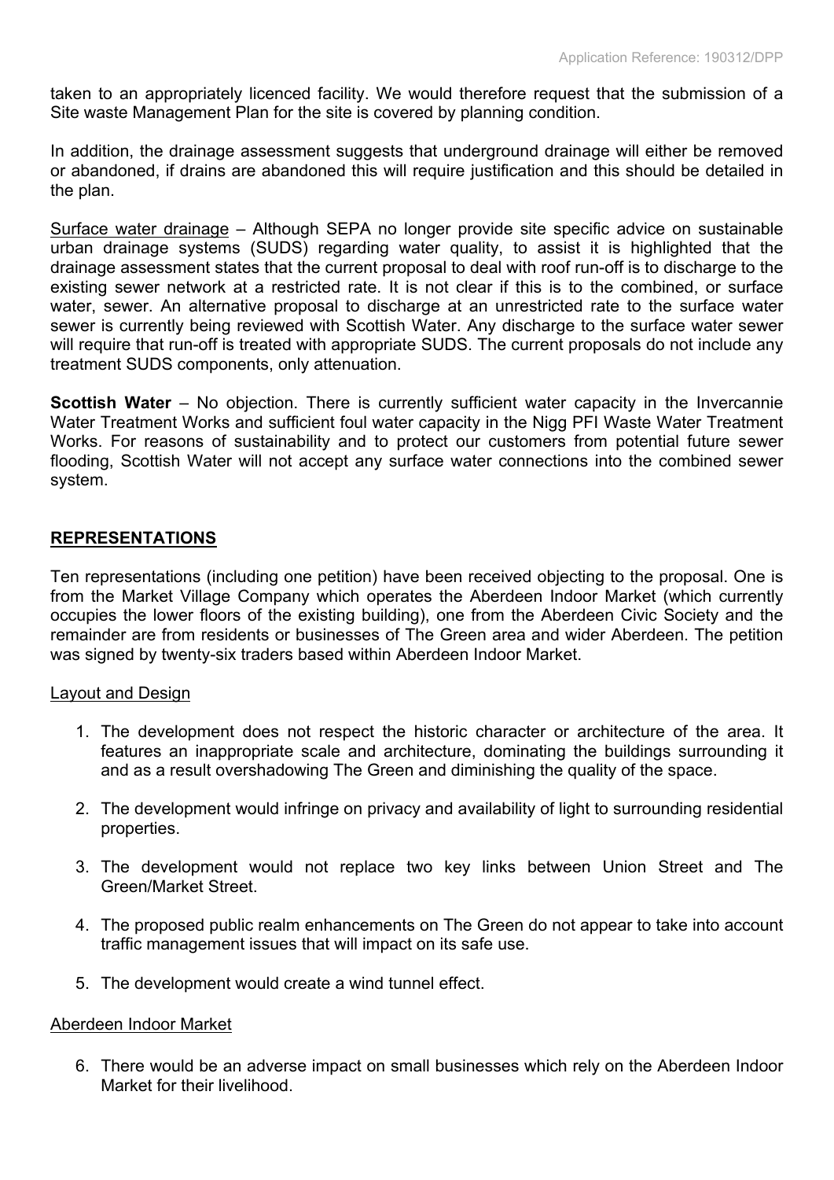taken to an appropriately licenced facility. We would therefore request that the submission of a Site waste Management Plan for the site is covered by planning condition.

In addition, the drainage assessment suggests that underground drainage will either be removed or abandoned, if drains are abandoned this will require justification and this should be detailed in the plan.

Surface water drainage – Although SEPA no longer provide site specific advice on sustainable urban drainage systems (SUDS) regarding water quality, to assist it is highlighted that the drainage assessment states that the current proposal to deal with roof run-off is to discharge to the existing sewer network at a restricted rate. It is not clear if this is to the combined, or surface water, sewer. An alternative proposal to discharge at an unrestricted rate to the surface water sewer is currently being reviewed with Scottish Water. Any discharge to the surface water sewer will require that run-off is treated with appropriate SUDS. The current proposals do not include any treatment SUDS components, only attenuation.

**Scottish Water** – No objection. There is currently sufficient water capacity in the Invercannie Water Treatment Works and sufficient foul water capacity in the Nigg PFI Waste Water Treatment Works. For reasons of sustainability and to protect our customers from potential future sewer flooding, Scottish Water will not accept any surface water connections into the combined sewer system.

## REPRESENTATIONS

Ten representations (including one petition) have been received objecting to the proposal. One is from the Market Village Company which operates the Aberdeen Indoor Market (which currently occupies the lower floors of the existing building), one from the Aberdeen Civic Society and the remainder are from residents or businesses of The Green area and wider Aberdeen. The petition was signed by twenty-six traders based within Aberdeen Indoor Market.

### Layout and Design

1. The development does not respect the historic character or architecture of the area. It features an inappropriate scale and architecture, dominating the buildings surrounding it and as a result overshadowing The Green and diminishing the quality of the space.
2. The development would infringe on privacy and availability of light to surrounding residential properties.
3. The development would not replace two key links between Union Street and The Green/Market Street.
4. The proposed public realm enhancements on The Green do not appear to take into account traffic management issues that will impact on its safe use.
5. The development would create a wind tunnel effect.

### Aberdeen Indoor Market

6. There would be an adverse impact on small businesses which rely on the Aberdeen Indoor Market for their livelihood.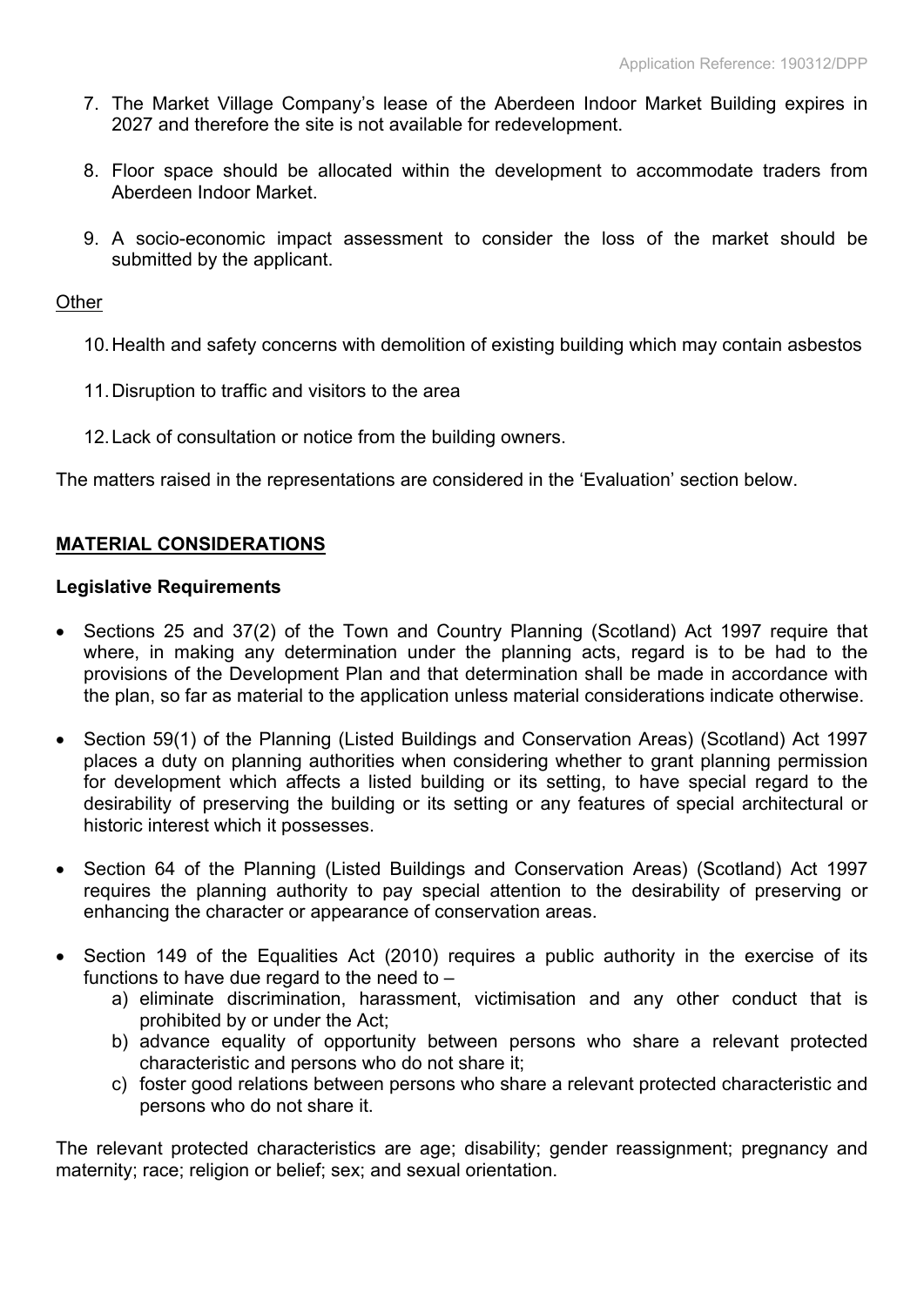7. The Market Village Company's lease of the Aberdeen Indoor Market Building expires in 2027 and therefore the site is not available for redevelopment.

8. Floor space should be allocated within the development to accommodate traders from Aberdeen Indoor Market.

9. A socio-economic impact assessment to consider the loss of the market should be submitted by the applicant.

<u>Other</u>

10. Health and safety concerns with demolition of existing building which may contain asbestos

11. Disruption to traffic and visitors to the area

12. Lack of consultation or notice from the building owners.

The matters raised in the representations are considered in the 'Evaluation' section below.

## MATERIAL CONSIDERATIONS

### Legislative Requirements

- Sections 25 and 37(2) of the Town and Country Planning (Scotland) Act 1997 require that where, in making any determination under the planning acts, regard is to be had to the provisions of the Development Plan and that determination shall be made in accordance with the plan, so far as material to the application unless material considerations indicate otherwise.

- Section 59(1) of the Planning (Listed Buildings and Conservation Areas) (Scotland) Act 1997 places a duty on planning authorities when considering whether to grant planning permission for development which affects a listed building or its setting, to have special regard to the desirability of preserving the building or its setting or any features of special architectural or historic interest which it possesses.

- Section 64 of the Planning (Listed Buildings and Conservation Areas) (Scotland) Act 1997 requires the planning authority to pay special attention to the desirability of preserving or enhancing the character or appearance of conservation areas.

- Section 149 of the Equalities Act (2010) requires a public authority in the exercise of its functions to have due regard to the need to –
  - a) eliminate discrimination, harassment, victimisation and any other conduct that is prohibited by or under the Act;
  - b) advance equality of opportunity between persons who share a relevant protected characteristic and persons who do not share it;
  - c) foster good relations between persons who share a relevant protected characteristic and persons who do not share it.

The relevant protected characteristics are age; disability; gender reassignment; pregnancy and maternity; race; religion or belief; sex; and sexual orientation.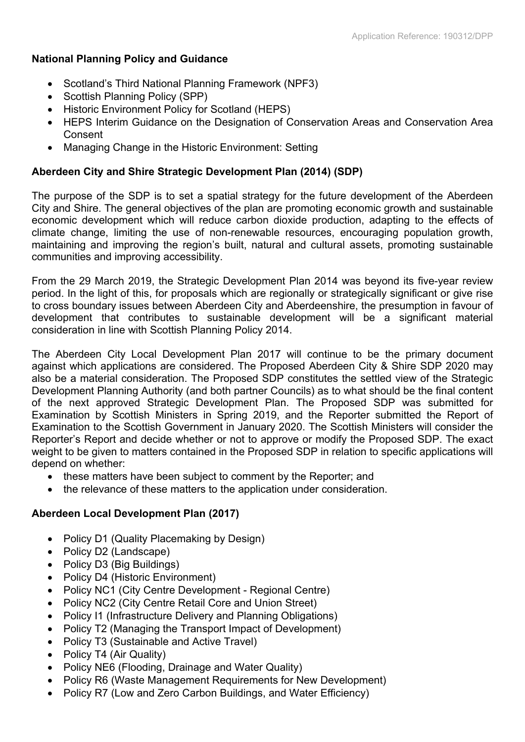**National Planning Policy and Guidance**

- Scotland's Third National Planning Framework (NPF3)
- Scottish Planning Policy (SPP)
- Historic Environment Policy for Scotland (HEPS)
- HEPS Interim Guidance on the Designation of Conservation Areas and Conservation Area Consent
- Managing Change in the Historic Environment: Setting

**Aberdeen City and Shire Strategic Development Plan (2014) (SDP)**

The purpose of the SDP is to set a spatial strategy for the future development of the Aberdeen City and Shire. The general objectives of the plan are promoting economic growth and sustainable economic development which will reduce carbon dioxide production, adapting to the effects of climate change, limiting the use of non-renewable resources, encouraging population growth, maintaining and improving the region's built, natural and cultural assets, promoting sustainable communities and improving accessibility.

From the 29 March 2019, the Strategic Development Plan 2014 was beyond its five-year review period. In the light of this, for proposals which are regionally or strategically significant or give rise to cross boundary issues between Aberdeen City and Aberdeenshire, the presumption in favour of development that contributes to sustainable development will be a significant material consideration in line with Scottish Planning Policy 2014.

The Aberdeen City Local Development Plan 2017 will continue to be the primary document against which applications are considered. The Proposed Aberdeen City & Shire SDP 2020 may also be a material consideration. The Proposed SDP constitutes the settled view of the Strategic Development Planning Authority (and both partner Councils) as to what should be the final content of the next approved Strategic Development Plan. The Proposed SDP was submitted for Examination by Scottish Ministers in Spring 2019, and the Reporter submitted the Report of Examination to the Scottish Government in January 2020. The Scottish Ministers will consider the Reporter's Report and decide whether or not to approve or modify the Proposed SDP. The exact weight to be given to matters contained in the Proposed SDP in relation to specific applications will depend on whether:

- these matters have been subject to comment by the Reporter; and
- the relevance of these matters to the application under consideration.

**Aberdeen Local Development Plan (2017)**

- Policy D1 (Quality Placemaking by Design)
- Policy D2 (Landscape)
- Policy D3 (Big Buildings)
- Policy D4 (Historic Environment)
- Policy NC1 (City Centre Development - Regional Centre)
- Policy NC2 (City Centre Retail Core and Union Street)
- Policy I1 (Infrastructure Delivery and Planning Obligations)
- Policy T2 (Managing the Transport Impact of Development)
- Policy T3 (Sustainable and Active Travel)
- Policy T4 (Air Quality)
- Policy NE6 (Flooding, Drainage and Water Quality)
- Policy R6 (Waste Management Requirements for New Development)
- Policy R7 (Low and Zero Carbon Buildings, and Water Efficiency)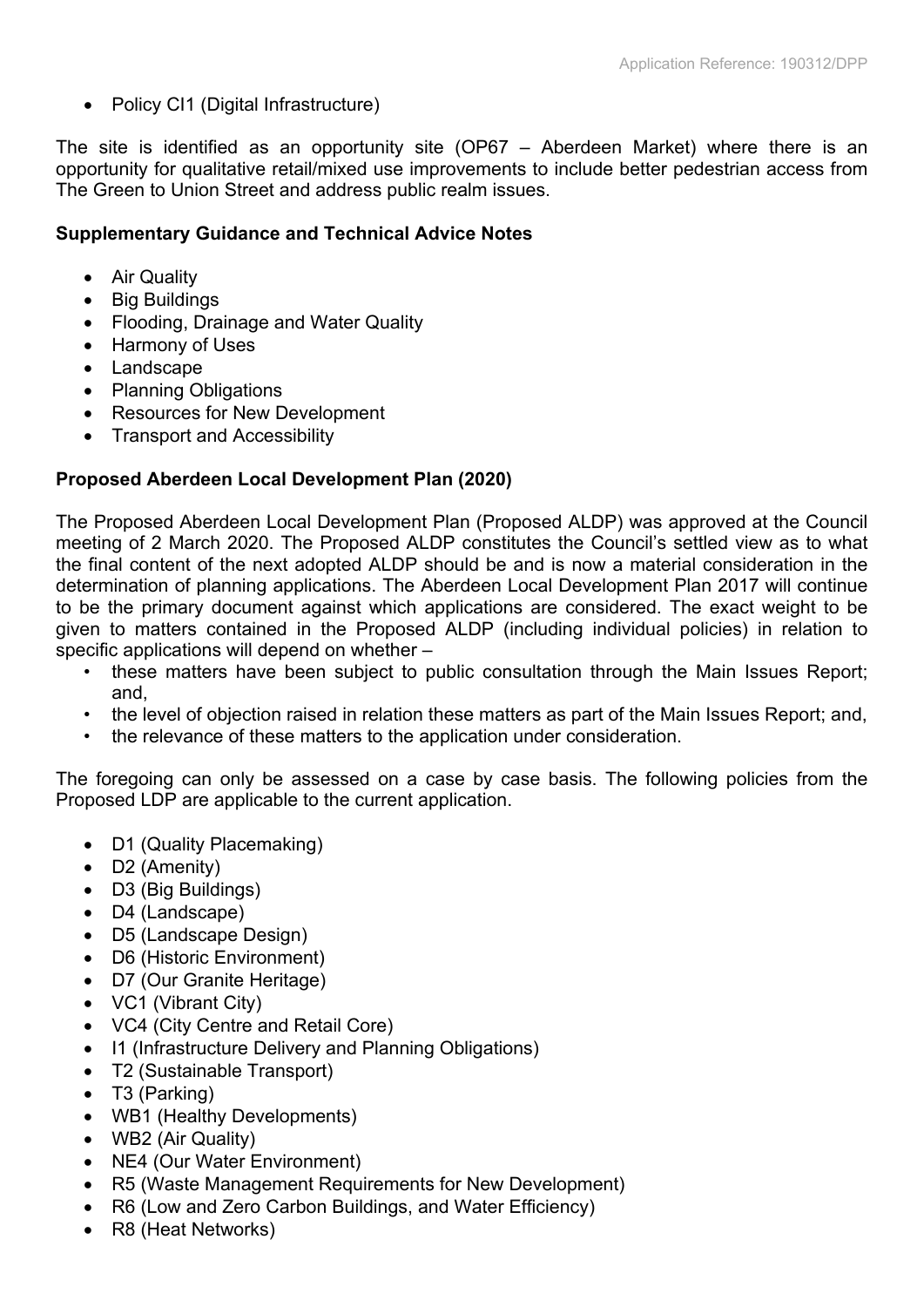- Policy CI1 (Digital Infrastructure)

The site is identified as an opportunity site (OP67 – Aberdeen Market) where there is an opportunity for qualitative retail/mixed use improvements to include better pedestrian access from The Green to Union Street and address public realm issues.

**Supplementary Guidance and Technical Advice Notes**

- Air Quality
- Big Buildings
- Flooding, Drainage and Water Quality
- Harmony of Uses
- Landscape
- Planning Obligations
- Resources for New Development
- Transport and Accessibility

**Proposed Aberdeen Local Development Plan (2020)**

The Proposed Aberdeen Local Development Plan (Proposed ALDP) was approved at the Council meeting of 2 March 2020. The Proposed ALDP constitutes the Council's settled view as to what the final content of the next adopted ALDP should be and is now a material consideration in the determination of planning applications. The Aberdeen Local Development Plan 2017 will continue to be the primary document against which applications are considered. The exact weight to be given to matters contained in the Proposed ALDP (including individual policies) in relation to specific applications will depend on whether –

- these matters have been subject to public consultation through the Main Issues Report; and,
- the level of objection raised in relation these matters as part of the Main Issues Report; and,
- the relevance of these matters to the application under consideration.

The foregoing can only be assessed on a case by case basis. The following policies from the Proposed LDP are applicable to the current application.

- D1 (Quality Placemaking)
- D2 (Amenity)
- D3 (Big Buildings)
- D4 (Landscape)
- D5 (Landscape Design)
- D6 (Historic Environment)
- D7 (Our Granite Heritage)
- VC1 (Vibrant City)
- VC4 (City Centre and Retail Core)
- I1 (Infrastructure Delivery and Planning Obligations)
- T2 (Sustainable Transport)
- T3 (Parking)
- WB1 (Healthy Developments)
- WB2 (Air Quality)
- NE4 (Our Water Environment)
- R5 (Waste Management Requirements for New Development)
- R6 (Low and Zero Carbon Buildings, and Water Efficiency)
- R8 (Heat Networks)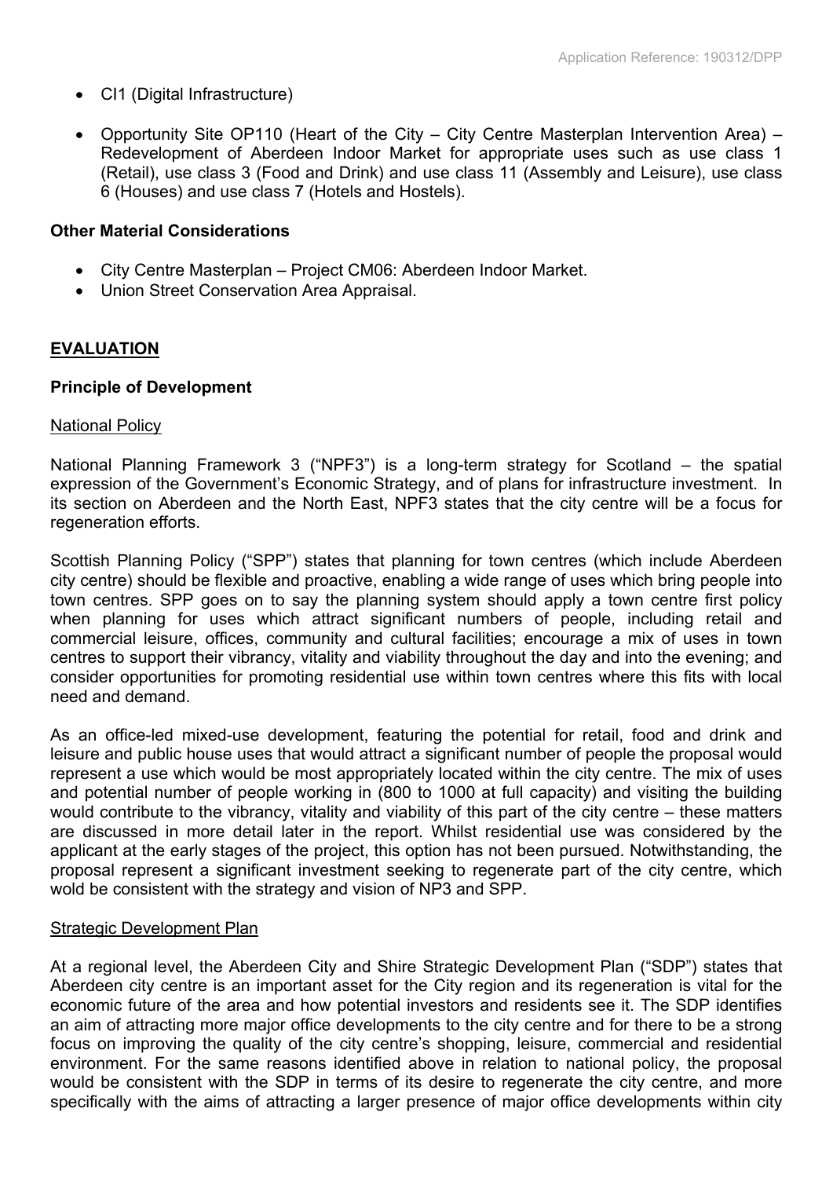- CI1 (Digital Infrastructure)

- Opportunity Site OP110 (Heart of the City – City Centre Masterplan Intervention Area) – Redevelopment of Aberdeen Indoor Market for appropriate uses such as use class 1 (Retail), use class 3 (Food and Drink) and use class 11 (Assembly and Leisure), use class 6 (Houses) and use class 7 (Hotels and Hostels).

**Other Material Considerations**

- City Centre Masterplan – Project CM06: Aberdeen Indoor Market.
- Union Street Conservation Area Appraisal.

## EVALUATION

### Principle of Development

National Policy

National Planning Framework 3 ("NPF3") is a long-term strategy for Scotland – the spatial expression of the Government's Economic Strategy, and of plans for infrastructure investment. In its section on Aberdeen and the North East, NPF3 states that the city centre will be a focus for regeneration efforts.

Scottish Planning Policy ("SPP") states that planning for town centres (which include Aberdeen city centre) should be flexible and proactive, enabling a wide range of uses which bring people into town centres. SPP goes on to say the planning system should apply a town centre first policy when planning for uses which attract significant numbers of people, including retail and commercial leisure, offices, community and cultural facilities; encourage a mix of uses in town centres to support their vibrancy, vitality and viability throughout the day and into the evening; and consider opportunities for promoting residential use within town centres where this fits with local need and demand.

As an office-led mixed-use development, featuring the potential for retail, food and drink and leisure and public house uses that would attract a significant number of people the proposal would represent a use which would be most appropriately located within the city centre. The mix of uses and potential number of people working in (800 to 1000 at full capacity) and visiting the building would contribute to the vibrancy, vitality and viability of this part of the city centre – these matters are discussed in more detail later in the report. Whilst residential use was considered by the applicant at the early stages of the project, this option has not been pursued. Notwithstanding, the proposal represent a significant investment seeking to regenerate part of the city centre, which wold be consistent with the strategy and vision of NP3 and SPP.

Strategic Development Plan

At a regional level, the Aberdeen City and Shire Strategic Development Plan ("SDP") states that Aberdeen city centre is an important asset for the City region and its regeneration is vital for the economic future of the area and how potential investors and residents see it. The SDP identifies an aim of attracting more major office developments to the city centre and for there to be a strong focus on improving the quality of the city centre's shopping, leisure, commercial and residential environment. For the same reasons identified above in relation to national policy, the proposal would be consistent with the SDP in terms of its desire to regenerate the city centre, and more specifically with the aims of attracting a larger presence of major office developments within city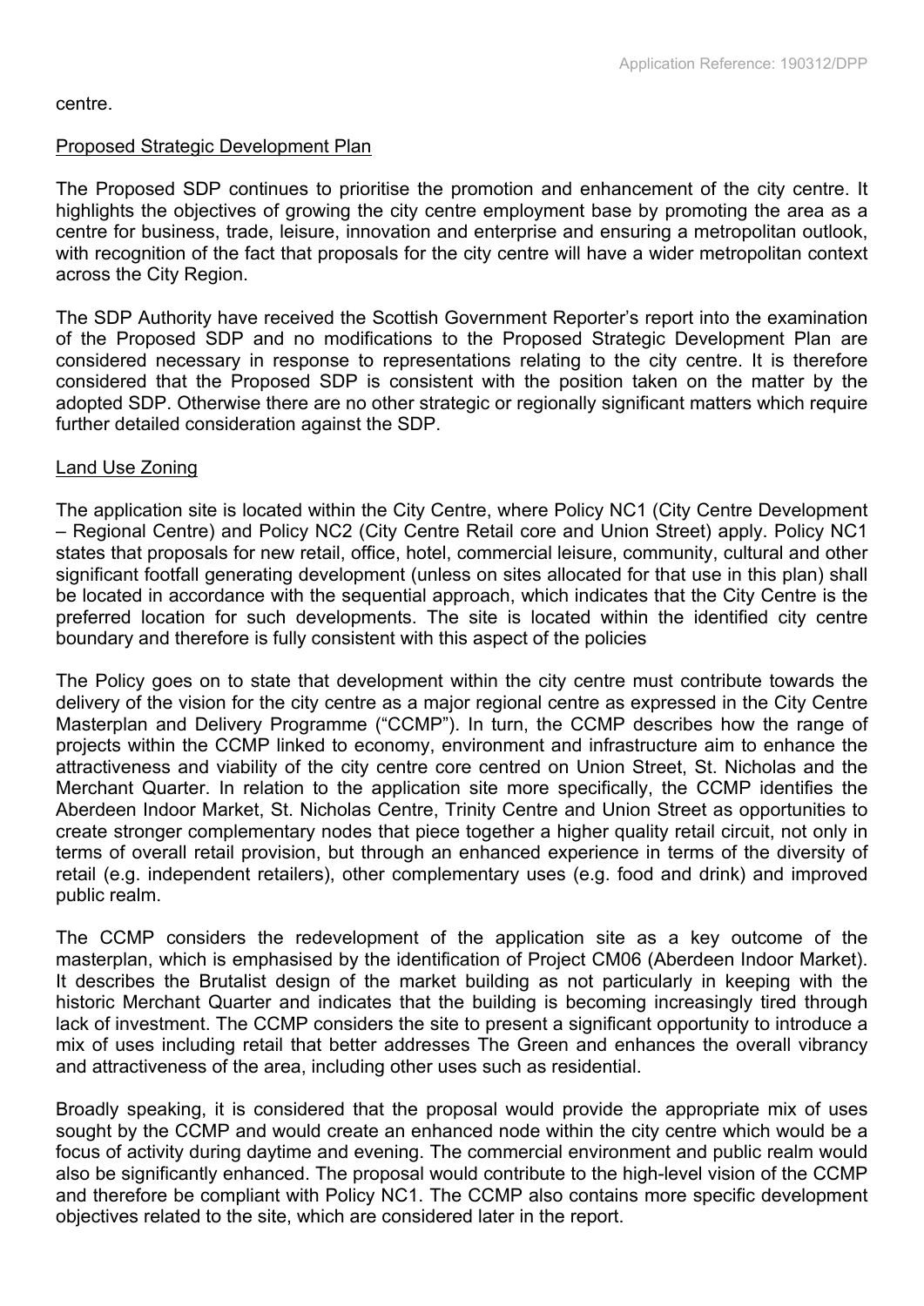centre.

Proposed Strategic Development Plan

The Proposed SDP continues to prioritise the promotion and enhancement of the city centre. It highlights the objectives of growing the city centre employment base by promoting the area as a centre for business, trade, leisure, innovation and enterprise and ensuring a metropolitan outlook, with recognition of the fact that proposals for the city centre will have a wider metropolitan context across the City Region.

The SDP Authority have received the Scottish Government Reporter's report into the examination of the Proposed SDP and no modifications to the Proposed Strategic Development Plan are considered necessary in response to representations relating to the city centre. It is therefore considered that the Proposed SDP is consistent with the position taken on the matter by the adopted SDP. Otherwise there are no other strategic or regionally significant matters which require further detailed consideration against the SDP.

Land Use Zoning

The application site is located within the City Centre, where Policy NC1 (City Centre Development – Regional Centre) and Policy NC2 (City Centre Retail core and Union Street) apply. Policy NC1 states that proposals for new retail, office, hotel, commercial leisure, community, cultural and other significant footfall generating development (unless on sites allocated for that use in this plan) shall be located in accordance with the sequential approach, which indicates that the City Centre is the preferred location for such developments. The site is located within the identified city centre boundary and therefore is fully consistent with this aspect of the policies

The Policy goes on to state that development within the city centre must contribute towards the delivery of the vision for the city centre as a major regional centre as expressed in the City Centre Masterplan and Delivery Programme ("CCMP"). In turn, the CCMP describes how the range of projects within the CCMP linked to economy, environment and infrastructure aim to enhance the attractiveness and viability of the city centre core centred on Union Street, St. Nicholas and the Merchant Quarter. In relation to the application site more specifically, the CCMP identifies the Aberdeen Indoor Market, St. Nicholas Centre, Trinity Centre and Union Street as opportunities to create stronger complementary nodes that piece together a higher quality retail circuit, not only in terms of overall retail provision, but through an enhanced experience in terms of the diversity of retail (e.g. independent retailers), other complementary uses (e.g. food and drink) and improved public realm.

The CCMP considers the redevelopment of the application site as a key outcome of the masterplan, which is emphasised by the identification of Project CM06 (Aberdeen Indoor Market). It describes the Brutalist design of the market building as not particularly in keeping with the historic Merchant Quarter and indicates that the building is becoming increasingly tired through lack of investment. The CCMP considers the site to present a significant opportunity to introduce a mix of uses including retail that better addresses The Green and enhances the overall vibrancy and attractiveness of the area, including other uses such as residential.

Broadly speaking, it is considered that the proposal would provide the appropriate mix of uses sought by the CCMP and would create an enhanced node within the city centre which would be a focus of activity during daytime and evening. The commercial environment and public realm would also be significantly enhanced. The proposal would contribute to the high-level vision of the CCMP and therefore be compliant with Policy NC1. The CCMP also contains more specific development objectives related to the site, which are considered later in the report.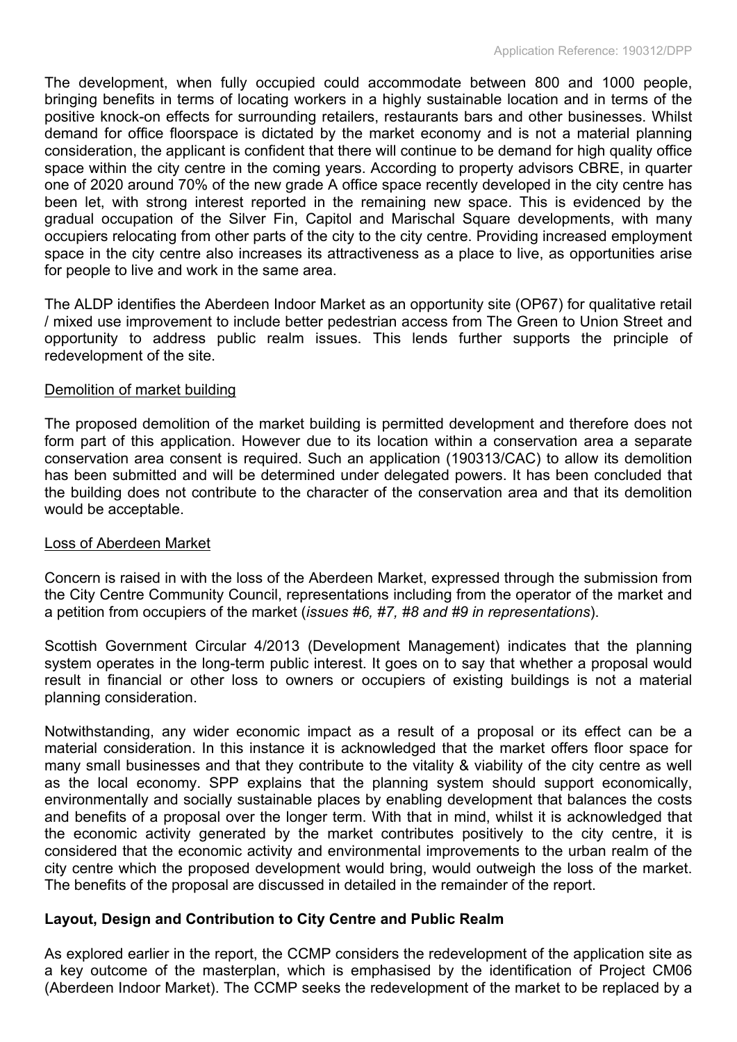The development, when fully occupied could accommodate between 800 and 1000 people, bringing benefits in terms of locating workers in a highly sustainable location and in terms of the positive knock-on effects for surrounding retailers, restaurants bars and other businesses. Whilst demand for office floorspace is dictated by the market economy and is not a material planning consideration, the applicant is confident that there will continue to be demand for high quality office space within the city centre in the coming years. According to property advisors CBRE, in quarter one of 2020 around 70% of the new grade A office space recently developed in the city centre has been let, with strong interest reported in the remaining new space. This is evidenced by the gradual occupation of the Silver Fin, Capitol and Marischal Square developments, with many occupiers relocating from other parts of the city to the city centre. Providing increased employment space in the city centre also increases its attractiveness as a place to live, as opportunities arise for people to live and work in the same area.

The ALDP identifies the Aberdeen Indoor Market as an opportunity site (OP67) for qualitative retail / mixed use improvement to include better pedestrian access from The Green to Union Street and opportunity to address public realm issues. This lends further supports the principle of redevelopment of the site.

Demolition of market building

The proposed demolition of the market building is permitted development and therefore does not form part of this application. However due to its location within a conservation area a separate conservation area consent is required. Such an application (190313/CAC) to allow its demolition has been submitted and will be determined under delegated powers. It has been concluded that the building does not contribute to the character of the conservation area and that its demolition would be acceptable.

Loss of Aberdeen Market

Concern is raised in with the loss of the Aberdeen Market, expressed through the submission from the City Centre Community Council, representations including from the operator of the market and a petition from occupiers of the market (*issues #6, #7, #8 and #9 in representations*).

Scottish Government Circular 4/2013 (Development Management) indicates that the planning system operates in the long-term public interest. It goes on to say that whether a proposal would result in financial or other loss to owners or occupiers of existing buildings is not a material planning consideration.

Notwithstanding, any wider economic impact as a result of a proposal or its effect can be a material consideration. In this instance it is acknowledged that the market offers floor space for many small businesses and that they contribute to the vitality & viability of the city centre as well as the local economy. SPP explains that the planning system should support economically, environmentally and socially sustainable places by enabling development that balances the costs and benefits of a proposal over the longer term. With that in mind, whilst it is acknowledged that the economic activity generated by the market contributes positively to the city centre, it is considered that the economic activity and environmental improvements to the urban realm of the city centre which the proposed development would bring, would outweigh the loss of the market. The benefits of the proposal are discussed in detailed in the remainder of the report.

**Layout, Design and Contribution to City Centre and Public Realm**

As explored earlier in the report, the CCMP considers the redevelopment of the application site as a key outcome of the masterplan, which is emphasised by the identification of Project CM06 (Aberdeen Indoor Market). The CCMP seeks the redevelopment of the market to be replaced by a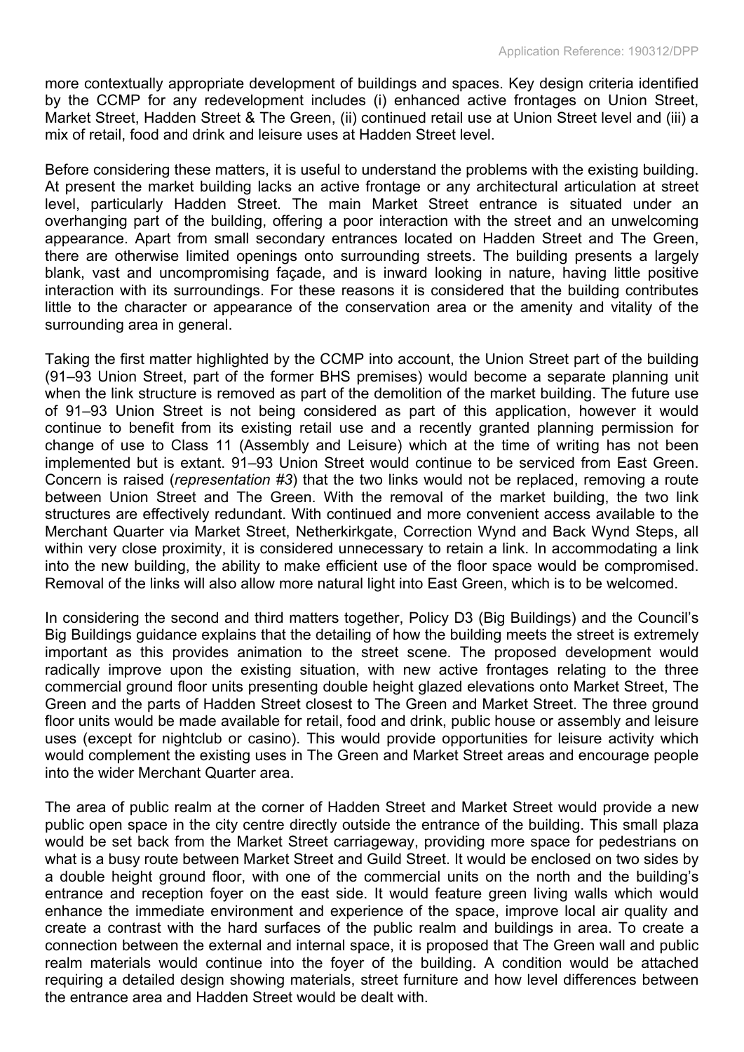more contextually appropriate development of buildings and spaces. Key design criteria identified by the CCMP for any redevelopment includes (i) enhanced active frontages on Union Street, Market Street, Hadden Street & The Green, (ii) continued retail use at Union Street level and (iii) a mix of retail, food and drink and leisure uses at Hadden Street level.

Before considering these matters, it is useful to understand the problems with the existing building. At present the market building lacks an active frontage or any architectural articulation at street level, particularly Hadden Street. The main Market Street entrance is situated under an overhanging part of the building, offering a poor interaction with the street and an unwelcoming appearance. Apart from small secondary entrances located on Hadden Street and The Green, there are otherwise limited openings onto surrounding streets. The building presents a largely blank, vast and uncompromising façade, and is inward looking in nature, having little positive interaction with its surroundings. For these reasons it is considered that the building contributes little to the character or appearance of the conservation area or the amenity and vitality of the surrounding area in general.

Taking the first matter highlighted by the CCMP into account, the Union Street part of the building (91–93 Union Street, part of the former BHS premises) would become a separate planning unit when the link structure is removed as part of the demolition of the market building. The future use of 91–93 Union Street is not being considered as part of this application, however it would continue to benefit from its existing retail use and a recently granted planning permission for change of use to Class 11 (Assembly and Leisure) which at the time of writing has not been implemented but is extant. 91–93 Union Street would continue to be serviced from East Green. Concern is raised (*representation #3*) that the two links would not be replaced, removing a route between Union Street and The Green. With the removal of the market building, the two link structures are effectively redundant. With continued and more convenient access available to the Merchant Quarter via Market Street, Netherkirkgate, Correction Wynd and Back Wynd Steps, all within very close proximity, it is considered unnecessary to retain a link. In accommodating a link into the new building, the ability to make efficient use of the floor space would be compromised. Removal of the links will also allow more natural light into East Green, which is to be welcomed.

In considering the second and third matters together, Policy D3 (Big Buildings) and the Council's Big Buildings guidance explains that the detailing of how the building meets the street is extremely important as this provides animation to the street scene. The proposed development would radically improve upon the existing situation, with new active frontages relating to the three commercial ground floor units presenting double height glazed elevations onto Market Street, The Green and the parts of Hadden Street closest to The Green and Market Street. The three ground floor units would be made available for retail, food and drink, public house or assembly and leisure uses (except for nightclub or casino). This would provide opportunities for leisure activity which would complement the existing uses in The Green and Market Street areas and encourage people into the wider Merchant Quarter area.

The area of public realm at the corner of Hadden Street and Market Street would provide a new public open space in the city centre directly outside the entrance of the building. This small plaza would be set back from the Market Street carriageway, providing more space for pedestrians on what is a busy route between Market Street and Guild Street. It would be enclosed on two sides by a double height ground floor, with one of the commercial units on the north and the building's entrance and reception foyer on the east side. It would feature green living walls which would enhance the immediate environment and experience of the space, improve local air quality and create a contrast with the hard surfaces of the public realm and buildings in area. To create a connection between the external and internal space, it is proposed that The Green wall and public realm materials would continue into the foyer of the building. A condition would be attached requiring a detailed design showing materials, street furniture and how level differences between the entrance area and Hadden Street would be dealt with.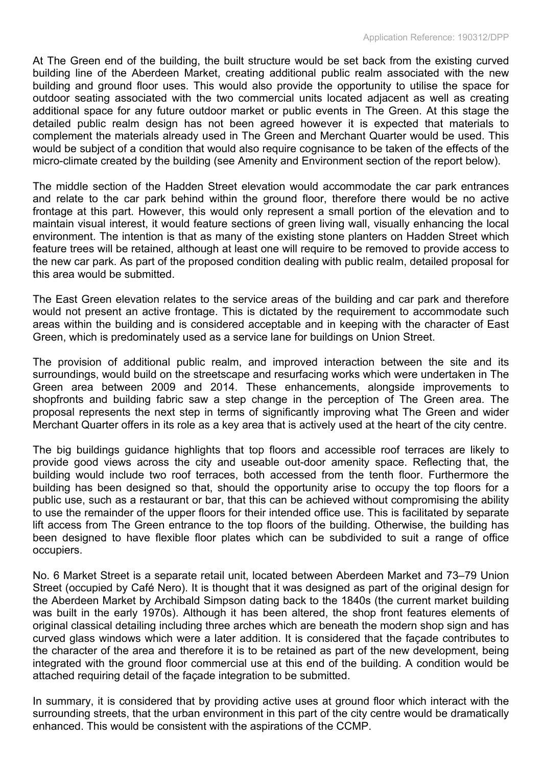At The Green end of the building, the built structure would be set back from the existing curved building line of the Aberdeen Market, creating additional public realm associated with the new building and ground floor uses. This would also provide the opportunity to utilise the space for outdoor seating associated with the two commercial units located adjacent as well as creating additional space for any future outdoor market or public events in The Green. At this stage the detailed public realm design has not been agreed however it is expected that materials to complement the materials already used in The Green and Merchant Quarter would be used. This would be subject of a condition that would also require cognisance to be taken of the effects of the micro-climate created by the building (see Amenity and Environment section of the report below).

The middle section of the Hadden Street elevation would accommodate the car park entrances and relate to the car park behind within the ground floor, therefore there would be no active frontage at this part. However, this would only represent a small portion of the elevation and to maintain visual interest, it would feature sections of green living wall, visually enhancing the local environment. The intention is that as many of the existing stone planters on Hadden Street which feature trees will be retained, although at least one will require to be removed to provide access to the new car park. As part of the proposed condition dealing with public realm, detailed proposal for this area would be submitted.

The East Green elevation relates to the service areas of the building and car park and therefore would not present an active frontage. This is dictated by the requirement to accommodate such areas within the building and is considered acceptable and in keeping with the character of East Green, which is predominately used as a service lane for buildings on Union Street.

The provision of additional public realm, and improved interaction between the site and its surroundings, would build on the streetscape and resurfacing works which were undertaken in The Green area between 2009 and 2014. These enhancements, alongside improvements to shopfronts and building fabric saw a step change in the perception of The Green area. The proposal represents the next step in terms of significantly improving what The Green and wider Merchant Quarter offers in its role as a key area that is actively used at the heart of the city centre.

The big buildings guidance highlights that top floors and accessible roof terraces are likely to provide good views across the city and useable out-door amenity space. Reflecting that, the building would include two roof terraces, both accessed from the tenth floor. Furthermore the building has been designed so that, should the opportunity arise to occupy the top floors for a public use, such as a restaurant or bar, that this can be achieved without compromising the ability to use the remainder of the upper floors for their intended office use. This is facilitated by separate lift access from The Green entrance to the top floors of the building. Otherwise, the building has been designed to have flexible floor plates which can be subdivided to suit a range of office occupiers.

No. 6 Market Street is a separate retail unit, located between Aberdeen Market and 73–79 Union Street (occupied by Café Nero). It is thought that it was designed as part of the original design for the Aberdeen Market by Archibald Simpson dating back to the 1840s (the current market building was built in the early 1970s). Although it has been altered, the shop front features elements of original classical detailing including three arches which are beneath the modern shop sign and has curved glass windows which were a later addition. It is considered that the façade contributes to the character of the area and therefore it is to be retained as part of the new development, being integrated with the ground floor commercial use at this end of the building. A condition would be attached requiring detail of the façade integration to be submitted.

In summary, it is considered that by providing active uses at ground floor which interact with the surrounding streets, that the urban environment in this part of the city centre would be dramatically enhanced. This would be consistent with the aspirations of the CCMP.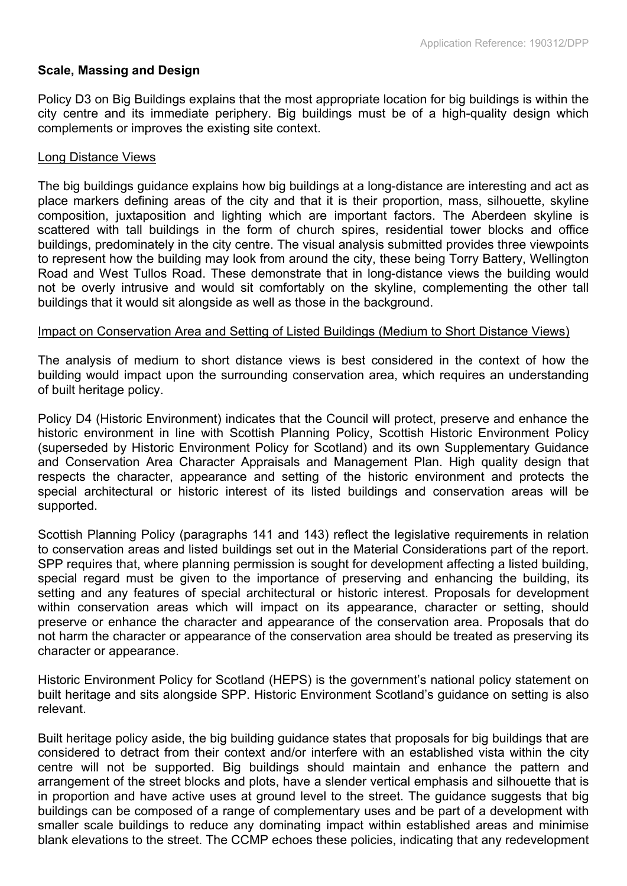**Scale, Massing and Design**

Policy D3 on Big Buildings explains that the most appropriate location for big buildings is within the city centre and its immediate periphery. Big buildings must be of a high-quality design which complements or improves the existing site context.

Long Distance Views

The big buildings guidance explains how big buildings at a long-distance are interesting and act as place markers defining areas of the city and that it is their proportion, mass, silhouette, skyline composition, juxtaposition and lighting which are important factors. The Aberdeen skyline is scattered with tall buildings in the form of church spires, residential tower blocks and office buildings, predominately in the city centre. The visual analysis submitted provides three viewpoints to represent how the building may look from around the city, these being Torry Battery, Wellington Road and West Tullos Road. These demonstrate that in long-distance views the building would not be overly intrusive and would sit comfortably on the skyline, complementing the other tall buildings that it would sit alongside as well as those in the background.

Impact on Conservation Area and Setting of Listed Buildings (Medium to Short Distance Views)

The analysis of medium to short distance views is best considered in the context of how the building would impact upon the surrounding conservation area, which requires an understanding of built heritage policy.

Policy D4 (Historic Environment) indicates that the Council will protect, preserve and enhance the historic environment in line with Scottish Planning Policy, Scottish Historic Environment Policy (superseded by Historic Environment Policy for Scotland) and its own Supplementary Guidance and Conservation Area Character Appraisals and Management Plan. High quality design that respects the character, appearance and setting of the historic environment and protects the special architectural or historic interest of its listed buildings and conservation areas will be supported.

Scottish Planning Policy (paragraphs 141 and 143) reflect the legislative requirements in relation to conservation areas and listed buildings set out in the Material Considerations part of the report. SPP requires that, where planning permission is sought for development affecting a listed building, special regard must be given to the importance of preserving and enhancing the building, its setting and any features of special architectural or historic interest. Proposals for development within conservation areas which will impact on its appearance, character or setting, should preserve or enhance the character and appearance of the conservation area. Proposals that do not harm the character or appearance of the conservation area should be treated as preserving its character or appearance.

Historic Environment Policy for Scotland (HEPS) is the government's national policy statement on built heritage and sits alongside SPP. Historic Environment Scotland's guidance on setting is also relevant.

Built heritage policy aside, the big building guidance states that proposals for big buildings that are considered to detract from their context and/or interfere with an established vista within the city centre will not be supported. Big buildings should maintain and enhance the pattern and arrangement of the street blocks and plots, have a slender vertical emphasis and silhouette that is in proportion and have active uses at ground level to the street. The guidance suggests that big buildings can be composed of a range of complementary uses and be part of a development with smaller scale buildings to reduce any dominating impact within established areas and minimise blank elevations to the street. The CCMP echoes these policies, indicating that any redevelopment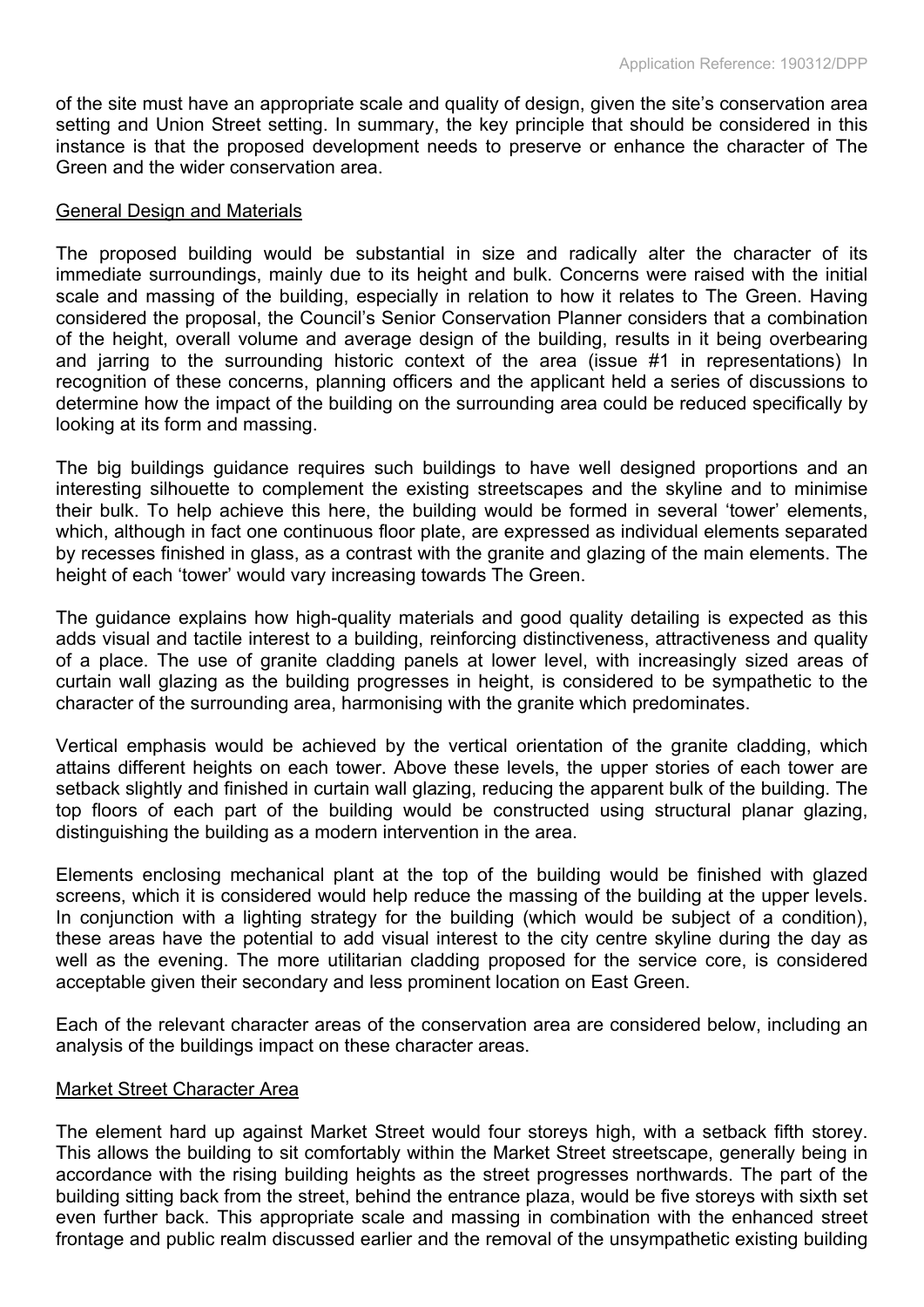of the site must have an appropriate scale and quality of design, given the site's conservation area setting and Union Street setting. In summary, the key principle that should be considered in this instance is that the proposed development needs to preserve or enhance the character of The Green and the wider conservation area.

## General Design and Materials

The proposed building would be substantial in size and radically alter the character of its immediate surroundings, mainly due to its height and bulk. Concerns were raised with the initial scale and massing of the building, especially in relation to how it relates to The Green. Having considered the proposal, the Council's Senior Conservation Planner considers that a combination of the height, overall volume and average design of the building, results in it being overbearing and jarring to the surrounding historic context of the area (issue #1 in representations) In recognition of these concerns, planning officers and the applicant held a series of discussions to determine how the impact of the building on the surrounding area could be reduced specifically by looking at its form and massing.

The big buildings guidance requires such buildings to have well designed proportions and an interesting silhouette to complement the existing streetscapes and the skyline and to minimise their bulk. To help achieve this here, the building would be formed in several 'tower' elements, which, although in fact one continuous floor plate, are expressed as individual elements separated by recesses finished in glass, as a contrast with the granite and glazing of the main elements. The height of each 'tower' would vary increasing towards The Green.

The guidance explains how high-quality materials and good quality detailing is expected as this adds visual and tactile interest to a building, reinforcing distinctiveness, attractiveness and quality of a place. The use of granite cladding panels at lower level, with increasingly sized areas of curtain wall glazing as the building progresses in height, is considered to be sympathetic to the character of the surrounding area, harmonising with the granite which predominates.

Vertical emphasis would be achieved by the vertical orientation of the granite cladding, which attains different heights on each tower. Above these levels, the upper stories of each tower are setback slightly and finished in curtain wall glazing, reducing the apparent bulk of the building. The top floors of each part of the building would be constructed using structural planar glazing, distinguishing the building as a modern intervention in the area.

Elements enclosing mechanical plant at the top of the building would be finished with glazed screens, which it is considered would help reduce the massing of the building at the upper levels. In conjunction with a lighting strategy for the building (which would be subject of a condition), these areas have the potential to add visual interest to the city centre skyline during the day as well as the evening. The more utilitarian cladding proposed for the service core, is considered acceptable given their secondary and less prominent location on East Green.

Each of the relevant character areas of the conservation area are considered below, including an analysis of the buildings impact on these character areas.

## Market Street Character Area

The element hard up against Market Street would four storeys high, with a setback fifth storey. This allows the building to sit comfortably within the Market Street streetscape, generally being in accordance with the rising building heights as the street progresses northwards. The part of the building sitting back from the street, behind the entrance plaza, would be five storeys with sixth set even further back. This appropriate scale and massing in combination with the enhanced street frontage and public realm discussed earlier and the removal of the unsympathetic existing building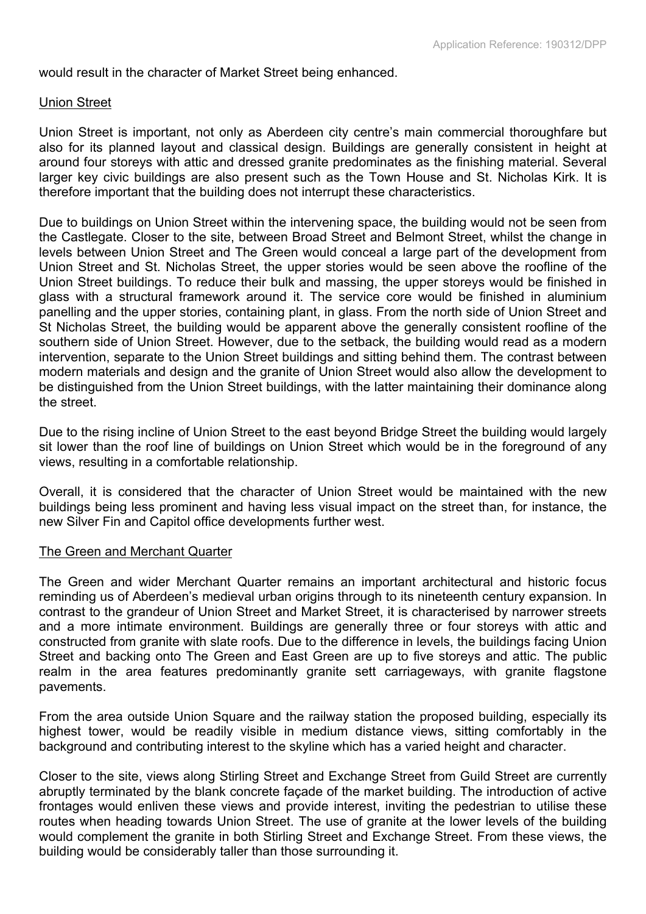would result in the character of Market Street being enhanced.

### Union Street

Union Street is important, not only as Aberdeen city centre's main commercial thoroughfare but also for its planned layout and classical design. Buildings are generally consistent in height at around four storeys with attic and dressed granite predominates as the finishing material. Several larger key civic buildings are also present such as the Town House and St. Nicholas Kirk. It is therefore important that the building does not interrupt these characteristics.

Due to buildings on Union Street within the intervening space, the building would not be seen from the Castlegate. Closer to the site, between Broad Street and Belmont Street, whilst the change in levels between Union Street and The Green would conceal a large part of the development from Union Street and St. Nicholas Street, the upper stories would be seen above the roofline of the Union Street buildings. To reduce their bulk and massing, the upper storeys would be finished in glass with a structural framework around it. The service core would be finished in aluminium panelling and the upper stories, containing plant, in glass. From the north side of Union Street and St Nicholas Street, the building would be apparent above the generally consistent roofline of the southern side of Union Street. However, due to the setback, the building would read as a modern intervention, separate to the Union Street buildings and sitting behind them. The contrast between modern materials and design and the granite of Union Street would also allow the development to be distinguished from the Union Street buildings, with the latter maintaining their dominance along the street.

Due to the rising incline of Union Street to the east beyond Bridge Street the building would largely sit lower than the roof line of buildings on Union Street which would be in the foreground of any views, resulting in a comfortable relationship.

Overall, it is considered that the character of Union Street would be maintained with the new buildings being less prominent and having less visual impact on the street than, for instance, the new Silver Fin and Capitol office developments further west.

### The Green and Merchant Quarter

The Green and wider Merchant Quarter remains an important architectural and historic focus reminding us of Aberdeen's medieval urban origins through to its nineteenth century expansion. In contrast to the grandeur of Union Street and Market Street, it is characterised by narrower streets and a more intimate environment. Buildings are generally three or four storeys with attic and constructed from granite with slate roofs. Due to the difference in levels, the buildings facing Union Street and backing onto The Green and East Green are up to five storeys and attic. The public realm in the area features predominantly granite sett carriageways, with granite flagstone pavements.

From the area outside Union Square and the railway station the proposed building, especially its highest tower, would be readily visible in medium distance views, sitting comfortably in the background and contributing interest to the skyline which has a varied height and character.

Closer to the site, views along Stirling Street and Exchange Street from Guild Street are currently abruptly terminated by the blank concrete façade of the market building. The introduction of active frontages would enliven these views and provide interest, inviting the pedestrian to utilise these routes when heading towards Union Street. The use of granite at the lower levels of the building would complement the granite in both Stirling Street and Exchange Street. From these views, the building would be considerably taller than those surrounding it.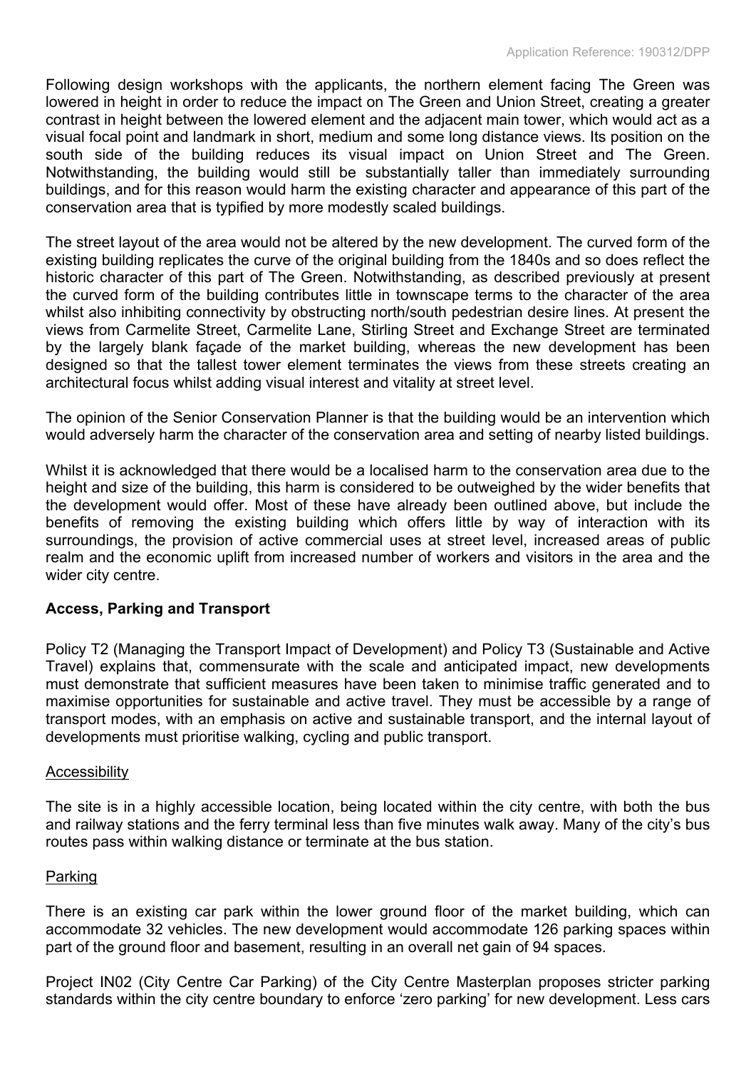Following design workshops with the applicants, the northern element facing The Green was lowered in height in order to reduce the impact on The Green and Union Street, creating a greater contrast in height between the lowered element and the adjacent main tower, which would act as a visual focal point and landmark in short, medium and some long distance views. Its position on the south side of the building reduces its visual impact on Union Street and The Green. Notwithstanding, the building would still be substantially taller than immediately surrounding buildings, and for this reason would harm the existing character and appearance of this part of the conservation area that is typified by more modestly scaled buildings.

The street layout of the area would not be altered by the new development. The curved form of the existing building replicates the curve of the original building from the 1840s and so does reflect the historic character of this part of The Green. Notwithstanding, as described previously at present the curved form of the building contributes little in townscape terms to the character of the area whilst also inhibiting connectivity by obstructing north/south pedestrian desire lines. At present the views from Carmelite Street, Carmelite Lane, Stirling Street and Exchange Street are terminated by the largely blank façade of the market building, whereas the new development has been designed so that the tallest tower element terminates the views from these streets creating an architectural focus whilst adding visual interest and vitality at street level.

The opinion of the Senior Conservation Planner is that the building would be an intervention which would adversely harm the character of the conservation area and setting of nearby listed buildings.

Whilst it is acknowledged that there would be a localised harm to the conservation area due to the height and size of the building, this harm is considered to be outweighed by the wider benefits that the development would offer. Most of these have already been outlined above, but include the benefits of removing the existing building which offers little by way of interaction with its surroundings, the provision of active commercial uses at street level, increased areas of public realm and the economic uplift from increased number of workers and visitors in the area and the wider city centre.

**Access, Parking and Transport**

Policy T2 (Managing the Transport Impact of Development) and Policy T3 (Sustainable and Active Travel) explains that, commensurate with the scale and anticipated impact, new developments must demonstrate that sufficient measures have been taken to minimise traffic generated and to maximise opportunities for sustainable and active travel. They must be accessible by a range of transport modes, with an emphasis on active and sustainable transport, and the internal layout of developments must prioritise walking, cycling and public transport.

Accessibility

The site is in a highly accessible location, being located within the city centre, with both the bus and railway stations and the ferry terminal less than five minutes walk away. Many of the city's bus routes pass within walking distance or terminate at the bus station.

Parking

There is an existing car park within the lower ground floor of the market building, which can accommodate 32 vehicles. The new development would accommodate 126 parking spaces within part of the ground floor and basement, resulting in an overall net gain of 94 spaces.

Project IN02 (City Centre Car Parking) of the City Centre Masterplan proposes stricter parking standards within the city centre boundary to enforce 'zero parking' for new development. Less cars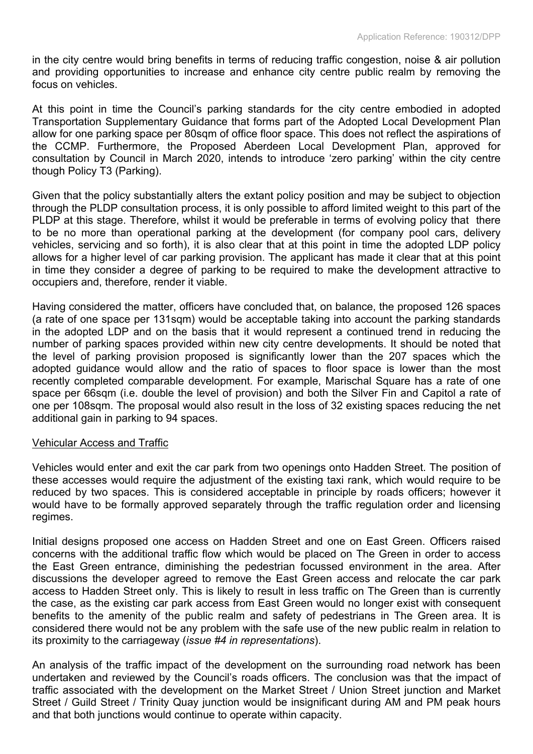in the city centre would bring benefits in terms of reducing traffic congestion, noise & air pollution and providing opportunities to increase and enhance city centre public realm by removing the focus on vehicles.

At this point in time the Council's parking standards for the city centre embodied in adopted Transportation Supplementary Guidance that forms part of the Adopted Local Development Plan allow for one parking space per 80sqm of office floor space. This does not reflect the aspirations of the CCMP. Furthermore, the Proposed Aberdeen Local Development Plan, approved for consultation by Council in March 2020, intends to introduce 'zero parking' within the city centre though Policy T3 (Parking).

Given that the policy substantially alters the extant policy position and may be subject to objection through the PLDP consultation process, it is only possible to afford limited weight to this part of the PLDP at this stage. Therefore, whilst it would be preferable in terms of evolving policy that there to be no more than operational parking at the development (for company pool cars, delivery vehicles, servicing and so forth), it is also clear that at this point in time the adopted LDP policy allows for a higher level of car parking provision. The applicant has made it clear that at this point in time they consider a degree of parking to be required to make the development attractive to occupiers and, therefore, render it viable.

Having considered the matter, officers have concluded that, on balance, the proposed 126 spaces (a rate of one space per 131sqm) would be acceptable taking into account the parking standards in the adopted LDP and on the basis that it would represent a continued trend in reducing the number of parking spaces provided within new city centre developments. It should be noted that the level of parking provision proposed is significantly lower than the 207 spaces which the adopted guidance would allow and the ratio of spaces to floor space is lower than the most recently completed comparable development. For example, Marischal Square has a rate of one space per 66sqm (i.e. double the level of provision) and both the Silver Fin and Capitol a rate of one per 108sqm. The proposal would also result in the loss of 32 existing spaces reducing the net additional gain in parking to 94 spaces.

Vehicular Access and Traffic

Vehicles would enter and exit the car park from two openings onto Hadden Street. The position of these accesses would require the adjustment of the existing taxi rank, which would require to be reduced by two spaces. This is considered acceptable in principle by roads officers; however it would have to be formally approved separately through the traffic regulation order and licensing regimes.

Initial designs proposed one access on Hadden Street and one on East Green. Officers raised concerns with the additional traffic flow which would be placed on The Green in order to access the East Green entrance, diminishing the pedestrian focussed environment in the area. After discussions the developer agreed to remove the East Green access and relocate the car park access to Hadden Street only. This is likely to result in less traffic on The Green than is currently the case, as the existing car park access from East Green would no longer exist with consequent benefits to the amenity of the public realm and safety of pedestrians in The Green area. It is considered there would not be any problem with the safe use of the new public realm in relation to its proximity to the carriageway (*issue #4 in representations*).

An analysis of the traffic impact of the development on the surrounding road network has been undertaken and reviewed by the Council's roads officers. The conclusion was that the impact of traffic associated with the development on the Market Street / Union Street junction and Market Street / Guild Street / Trinity Quay junction would be insignificant during AM and PM peak hours and that both junctions would continue to operate within capacity.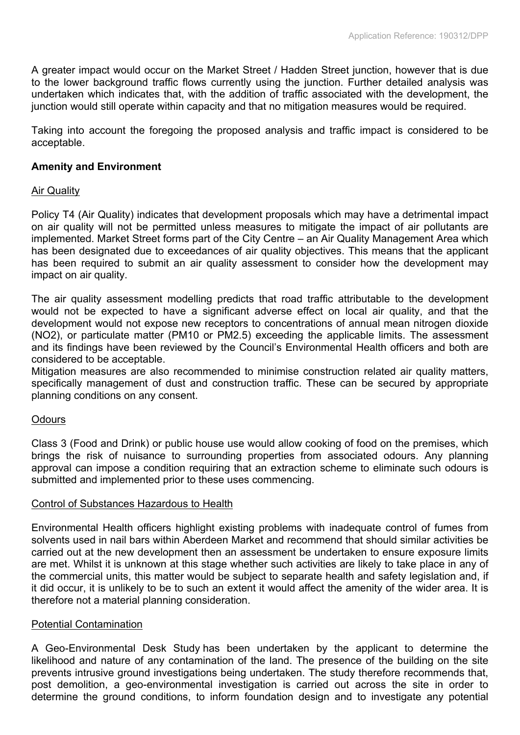A greater impact would occur on the Market Street / Hadden Street junction, however that is due to the lower background traffic flows currently using the junction. Further detailed analysis was undertaken which indicates that, with the addition of traffic associated with the development, the junction would still operate within capacity and that no mitigation measures would be required.

Taking into account the foregoing the proposed analysis and traffic impact is considered to be acceptable.

**Amenity and Environment**

Air Quality

Policy T4 (Air Quality) indicates that development proposals which may have a detrimental impact on air quality will not be permitted unless measures to mitigate the impact of air pollutants are implemented. Market Street forms part of the City Centre – an Air Quality Management Area which has been designated due to exceedances of air quality objectives. This means that the applicant has been required to submit an air quality assessment to consider how the development may impact on air quality.

The air quality assessment modelling predicts that road traffic attributable to the development would not be expected to have a significant adverse effect on local air quality, and that the development would not expose new receptors to concentrations of annual mean nitrogen dioxide ($NO_2$), or particulate matter ($PM_{10}$ or $PM_{2.5}$) exceeding the applicable limits. The assessment and its findings have been reviewed by the Council's Environmental Health officers and both are considered to be acceptable.

Mitigation measures are also recommended to minimise construction related air quality matters, specifically management of dust and construction traffic. These can be secured by appropriate planning conditions on any consent.

Odours

Class 3 (Food and Drink) or public house use would allow cooking of food on the premises, which brings the risk of nuisance to surrounding properties from associated odours. Any planning approval can impose a condition requiring that an extraction scheme to eliminate such odours is submitted and implemented prior to these uses commencing.

Control of Substances Hazardous to Health

Environmental Health officers highlight existing problems with inadequate control of fumes from solvents used in nail bars within Aberdeen Market and recommend that should similar activities be carried out at the new development then an assessment be undertaken to ensure exposure limits are met. Whilst it is unknown at this stage whether such activities are likely to take place in any of the commercial units, this matter would be subject to separate health and safety legislation and, if it did occur, it is unlikely to be to such an extent it would affect the amenity of the wider area. It is therefore not a material planning consideration.

Potential Contamination

A Geo-Environmental Desk Study has been undertaken by the applicant to determine the likelihood and nature of any contamination of the land. The presence of the building on the site prevents intrusive ground investigations being undertaken. The study therefore recommends that, post demolition, a geo-environmental investigation is carried out across the site in order to determine the ground conditions, to inform foundation design and to investigate any potential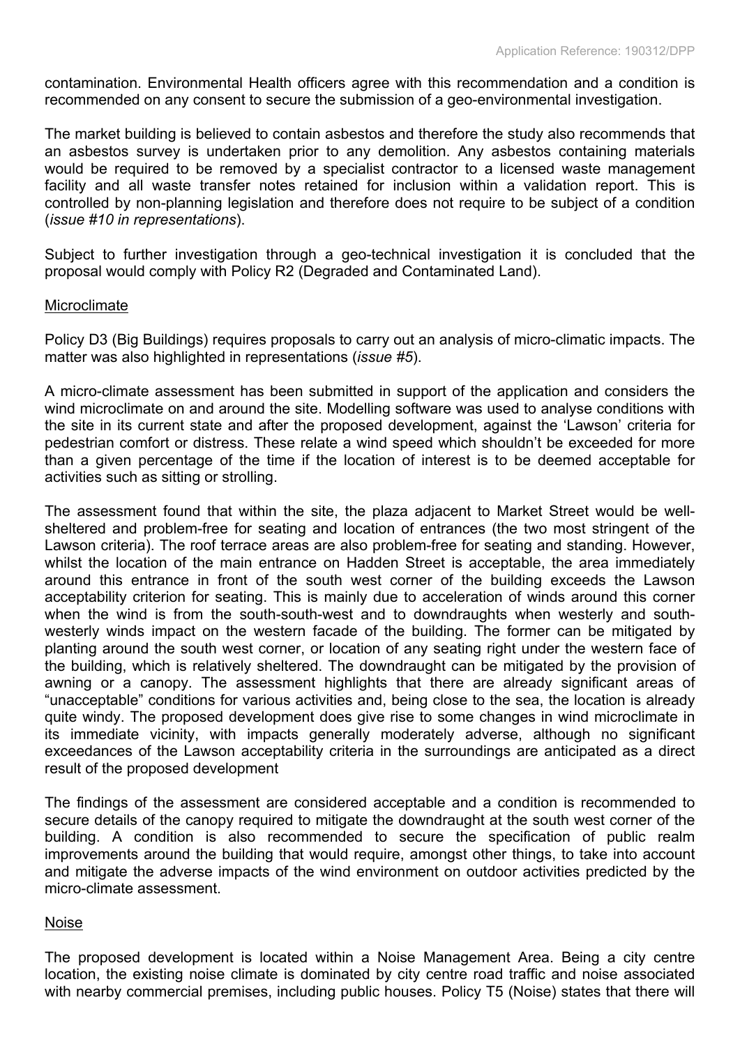contamination. Environmental Health officers agree with this recommendation and a condition is recommended on any consent to secure the submission of a geo-environmental investigation.

The market building is believed to contain asbestos and therefore the study also recommends that an asbestos survey is undertaken prior to any demolition. Any asbestos containing materials would be required to be removed by a specialist contractor to a licensed waste management facility and all waste transfer notes retained for inclusion within a validation report. This is controlled by non-planning legislation and therefore does not require to be subject of a condition (*issue #10 in representations*).

Subject to further investigation through a geo-technical investigation it is concluded that the proposal would comply with Policy R2 (Degraded and Contaminated Land).

Microclimate

Policy D3 (Big Buildings) requires proposals to carry out an analysis of micro-climatic impacts. The matter was also highlighted in representations (*issue #5*).

A micro-climate assessment has been submitted in support of the application and considers the wind microclimate on and around the site. Modelling software was used to analyse conditions with the site in its current state and after the proposed development, against the 'Lawson' criteria for pedestrian comfort or distress. These relate a wind speed which shouldn't be exceeded for more than a given percentage of the time if the location of interest is to be deemed acceptable for activities such as sitting or strolling.

The assessment found that within the site, the plaza adjacent to Market Street would be well-sheltered and problem-free for seating and location of entrances (the two most stringent of the Lawson criteria). The roof terrace areas are also problem-free for seating and standing. However, whilst the location of the main entrance on Hadden Street is acceptable, the area immediately around this entrance in front of the south west corner of the building exceeds the Lawson acceptability criterion for seating. This is mainly due to acceleration of winds around this corner when the wind is from the south-south-west and to downdraughts when westerly and south-westerly winds impact on the western facade of the building. The former can be mitigated by planting around the south west corner, or location of any seating right under the western face of the building, which is relatively sheltered. The downdraught can be mitigated by the provision of awning or a canopy. The assessment highlights that there are already significant areas of "unacceptable" conditions for various activities and, being close to the sea, the location is already quite windy. The proposed development does give rise to some changes in wind microclimate in its immediate vicinity, with impacts generally moderately adverse, although no significant exceedances of the Lawson acceptability criteria in the surroundings are anticipated as a direct result of the proposed development

The findings of the assessment are considered acceptable and a condition is recommended to secure details of the canopy required to mitigate the downdraught at the south west corner of the building. A condition is also recommended to secure the specification of public realm improvements around the building that would require, amongst other things, to take into account and mitigate the adverse impacts of the wind environment on outdoor activities predicted by the micro-climate assessment.

Noise

The proposed development is located within a Noise Management Area. Being a city centre location, the existing noise climate is dominated by city centre road traffic and noise associated with nearby commercial premises, including public houses. Policy T5 (Noise) states that there will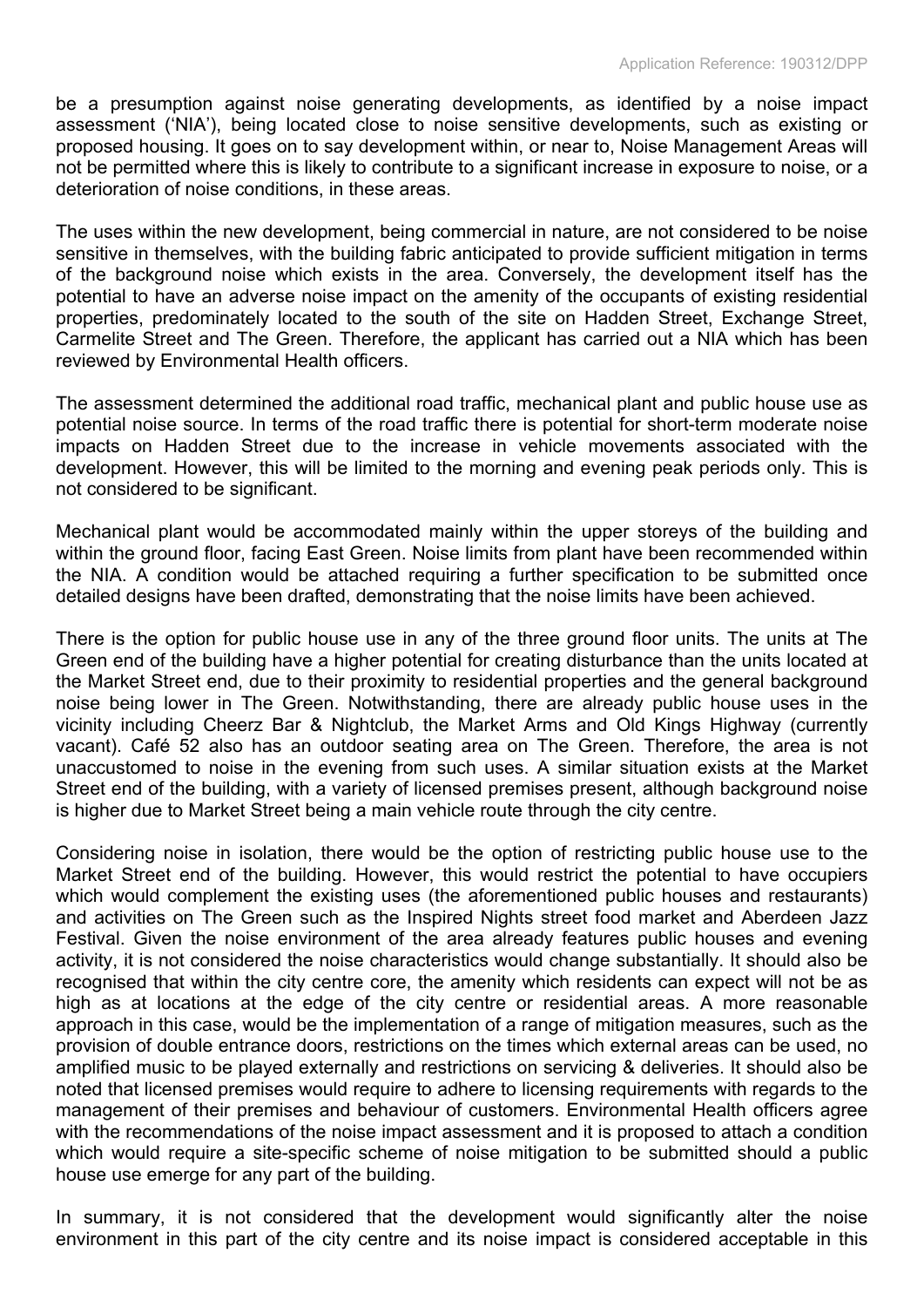be a presumption against noise generating developments, as identified by a noise impact assessment ('NIA'), being located close to noise sensitive developments, such as existing or proposed housing. It goes on to say development within, or near to, Noise Management Areas will not be permitted where this is likely to contribute to a significant increase in exposure to noise, or a deterioration of noise conditions, in these areas.

The uses within the new development, being commercial in nature, are not considered to be noise sensitive in themselves, with the building fabric anticipated to provide sufficient mitigation in terms of the background noise which exists in the area. Conversely, the development itself has the potential to have an adverse noise impact on the amenity of the occupants of existing residential properties, predominately located to the south of the site on Hadden Street, Exchange Street, Carmelite Street and The Green. Therefore, the applicant has carried out a NIA which has been reviewed by Environmental Health officers.

The assessment determined the additional road traffic, mechanical plant and public house use as potential noise source. In terms of the road traffic there is potential for short-term moderate noise impacts on Hadden Street due to the increase in vehicle movements associated with the development. However, this will be limited to the morning and evening peak periods only. This is not considered to be significant.

Mechanical plant would be accommodated mainly within the upper storeys of the building and within the ground floor, facing East Green. Noise limits from plant have been recommended within the NIA. A condition would be attached requiring a further specification to be submitted once detailed designs have been drafted, demonstrating that the noise limits have been achieved.

There is the option for public house use in any of the three ground floor units. The units at The Green end of the building have a higher potential for creating disturbance than the units located at the Market Street end, due to their proximity to residential properties and the general background noise being lower in The Green. Notwithstanding, there are already public house uses in the vicinity including Cheerz Bar & Nightclub, the Market Arms and Old Kings Highway (currently vacant). Café 52 also has an outdoor seating area on The Green. Therefore, the area is not unaccustomed to noise in the evening from such uses. A similar situation exists at the Market Street end of the building, with a variety of licensed premises present, although background noise is higher due to Market Street being a main vehicle route through the city centre.

Considering noise in isolation, there would be the option of restricting public house use to the Market Street end of the building. However, this would restrict the potential to have occupiers which would complement the existing uses (the aforementioned public houses and restaurants) and activities on The Green such as the Inspired Nights street food market and Aberdeen Jazz Festival. Given the noise environment of the area already features public houses and evening activity, it is not considered the noise characteristics would change substantially. It should also be recognised that within the city centre core, the amenity which residents can expect will not be as high as at locations at the edge of the city centre or residential areas. A more reasonable approach in this case, would be the implementation of a range of mitigation measures, such as the provision of double entrance doors, restrictions on the times which external areas can be used, no amplified music to be played externally and restrictions on servicing & deliveries. It should also be noted that licensed premises would require to adhere to licensing requirements with regards to the management of their premises and behaviour of customers. Environmental Health officers agree with the recommendations of the noise impact assessment and it is proposed to attach a condition which would require a site-specific scheme of noise mitigation to be submitted should a public house use emerge for any part of the building.

In summary, it is not considered that the development would significantly alter the noise environment in this part of the city centre and its noise impact is considered acceptable in this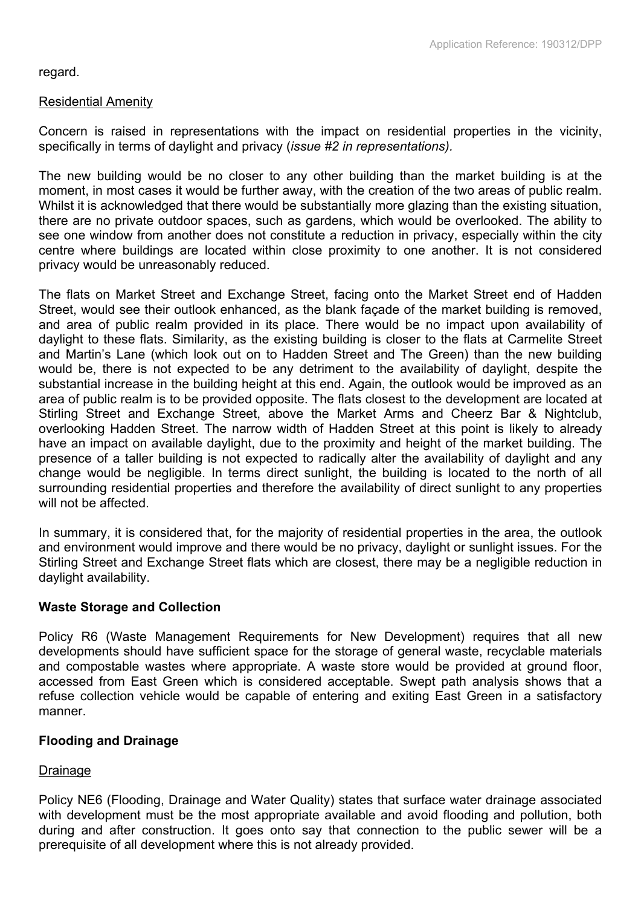regard.

Residential Amenity

Concern is raised in representations with the impact on residential properties in the vicinity, specifically in terms of daylight and privacy (*issue #2 in representations).*

The new building would be no closer to any other building than the market building is at the moment, in most cases it would be further away, with the creation of the two areas of public realm. Whilst it is acknowledged that there would be substantially more glazing than the existing situation, there are no private outdoor spaces, such as gardens, which would be overlooked. The ability to see one window from another does not constitute a reduction in privacy, especially within the city centre where buildings are located within close proximity to one another. It is not considered privacy would be unreasonably reduced.

The flats on Market Street and Exchange Street, facing onto the Market Street end of Hadden Street, would see their outlook enhanced, as the blank façade of the market building is removed, and area of public realm provided in its place. There would be no impact upon availability of daylight to these flats. Similarity, as the existing building is closer to the flats at Carmelite Street and Martin's Lane (which look out on to Hadden Street and The Green) than the new building would be, there is not expected to be any detriment to the availability of daylight, despite the substantial increase in the building height at this end. Again, the outlook would be improved as an area of public realm is to be provided opposite. The flats closest to the development are located at Stirling Street and Exchange Street, above the Market Arms and Cheerz Bar & Nightclub, overlooking Hadden Street. The narrow width of Hadden Street at this point is likely to already have an impact on available daylight, due to the proximity and height of the market building. The presence of a taller building is not expected to radically alter the availability of daylight and any change would be negligible. In terms direct sunlight, the building is located to the north of all surrounding residential properties and therefore the availability of direct sunlight to any properties will not be affected.

In summary, it is considered that, for the majority of residential properties in the area, the outlook and environment would improve and there would be no privacy, daylight or sunlight issues. For the Stirling Street and Exchange Street flats which are closest, there may be a negligible reduction in daylight availability.

**Waste Storage and Collection**

Policy R6 (Waste Management Requirements for New Development) requires that all new developments should have sufficient space for the storage of general waste, recyclable materials and compostable wastes where appropriate. A waste store would be provided at ground floor, accessed from East Green which is considered acceptable. Swept path analysis shows that a refuse collection vehicle would be capable of entering and exiting East Green in a satisfactory manner.

**Flooding and Drainage**

Drainage

Policy NE6 (Flooding, Drainage and Water Quality) states that surface water drainage associated with development must be the most appropriate available and avoid flooding and pollution, both during and after construction. It goes onto say that connection to the public sewer will be a prerequisite of all development where this is not already provided.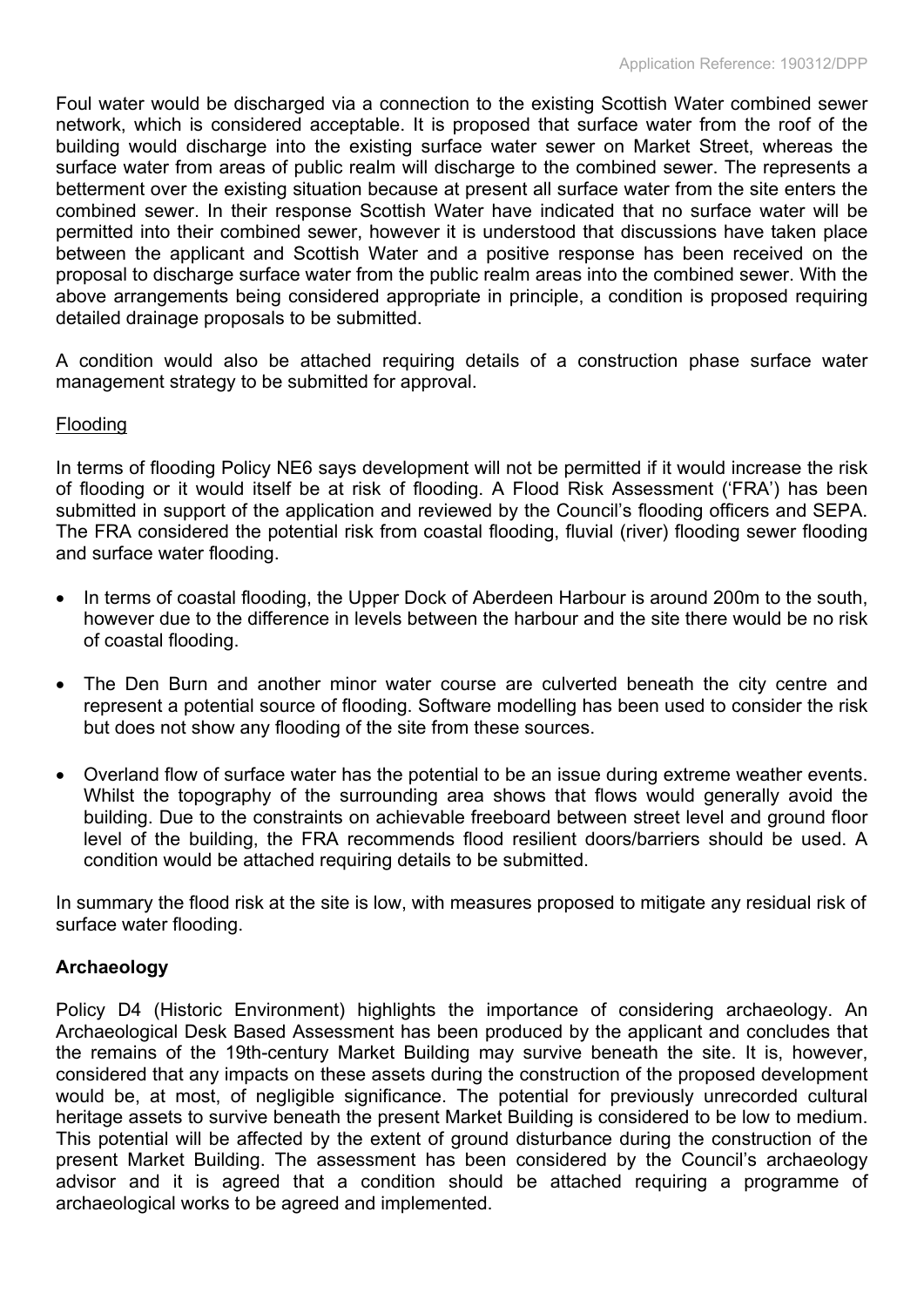Foul water would be discharged via a connection to the existing Scottish Water combined sewer network, which is considered acceptable. It is proposed that surface water from the roof of the building would discharge into the existing surface water sewer on Market Street, whereas the surface water from areas of public realm will discharge to the combined sewer. The represents a betterment over the existing situation because at present all surface water from the site enters the combined sewer. In their response Scottish Water have indicated that no surface water will be permitted into their combined sewer, however it is understood that discussions have taken place between the applicant and Scottish Water and a positive response has been received on the proposal to discharge surface water from the public realm areas into the combined sewer. With the above arrangements being considered appropriate in principle, a condition is proposed requiring detailed drainage proposals to be submitted.

A condition would also be attached requiring details of a construction phase surface water management strategy to be submitted for approval.

Flooding

In terms of flooding Policy NE6 says development will not be permitted if it would increase the risk of flooding or it would itself be at risk of flooding. A Flood Risk Assessment ('FRA') has been submitted in support of the application and reviewed by the Council's flooding officers and SEPA. The FRA considered the potential risk from coastal flooding, fluvial (river) flooding sewer flooding and surface water flooding.

- In terms of coastal flooding, the Upper Dock of Aberdeen Harbour is around 200m to the south, however due to the difference in levels between the harbour and the site there would be no risk of coastal flooding.
- The Den Burn and another minor water course are culverted beneath the city centre and represent a potential source of flooding. Software modelling has been used to consider the risk but does not show any flooding of the site from these sources.
- Overland flow of surface water has the potential to be an issue during extreme weather events. Whilst the topography of the surrounding area shows that flows would generally avoid the building. Due to the constraints on achievable freeboard between street level and ground floor level of the building, the FRA recommends flood resilient doors/barriers should be used. A condition would be attached requiring details to be submitted.

In summary the flood risk at the site is low, with measures proposed to mitigate any residual risk of surface water flooding.

**Archaeology**

Policy D4 (Historic Environment) highlights the importance of considering archaeology. An Archaeological Desk Based Assessment has been produced by the applicant and concludes that the remains of the 19th-century Market Building may survive beneath the site. It is, however, considered that any impacts on these assets during the construction of the proposed development would be, at most, of negligible significance. The potential for previously unrecorded cultural heritage assets to survive beneath the present Market Building is considered to be low to medium. This potential will be affected by the extent of ground disturbance during the construction of the present Market Building. The assessment has been considered by the Council's archaeology advisor and it is agreed that a condition should be attached requiring a programme of archaeological works to be agreed and implemented.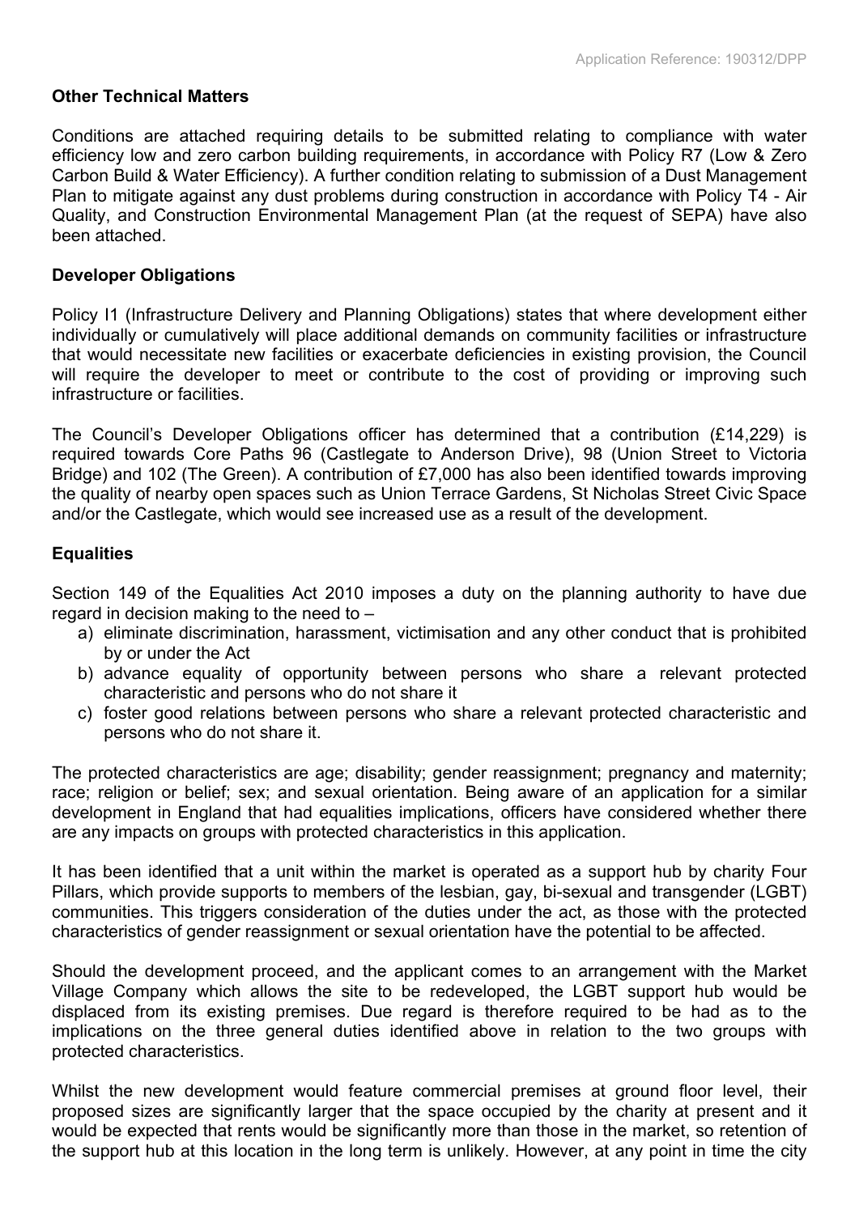**Other Technical Matters**

Conditions are attached requiring details to be submitted relating to compliance with water efficiency low and zero carbon building requirements, in accordance with Policy R7 (Low & Zero Carbon Build & Water Efficiency). A further condition relating to submission of a Dust Management Plan to mitigate against any dust problems during construction in accordance with Policy T4 - Air Quality, and Construction Environmental Management Plan (at the request of SEPA) have also been attached.

**Developer Obligations**

Policy I1 (Infrastructure Delivery and Planning Obligations) states that where development either individually or cumulatively will place additional demands on community facilities or infrastructure that would necessitate new facilities or exacerbate deficiencies in existing provision, the Council will require the developer to meet or contribute to the cost of providing or improving such infrastructure or facilities.

The Council's Developer Obligations officer has determined that a contribution (£14,229) is required towards Core Paths 96 (Castlegate to Anderson Drive), 98 (Union Street to Victoria Bridge) and 102 (The Green). A contribution of £7,000 has also been identified towards improving the quality of nearby open spaces such as Union Terrace Gardens, St Nicholas Street Civic Space and/or the Castlegate, which would see increased use as a result of the development.

**Equalities**

Section 149 of the Equalities Act 2010 imposes a duty on the planning authority to have due regard in decision making to the need to –

a) eliminate discrimination, harassment, victimisation and any other conduct that is prohibited by or under the Act
b) advance equality of opportunity between persons who share a relevant protected characteristic and persons who do not share it
c) foster good relations between persons who share a relevant protected characteristic and persons who do not share it.

The protected characteristics are age; disability; gender reassignment; pregnancy and maternity; race; religion or belief; sex; and sexual orientation. Being aware of an application for a similar development in England that had equalities implications, officers have considered whether there are any impacts on groups with protected characteristics in this application.

It has been identified that a unit within the market is operated as a support hub by charity Four Pillars, which provide supports to members of the lesbian, gay, bi-sexual and transgender (LGBT) communities. This triggers consideration of the duties under the act, as those with the protected characteristics of gender reassignment or sexual orientation have the potential to be affected.

Should the development proceed, and the applicant comes to an arrangement with the Market Village Company which allows the site to be redeveloped, the LGBT support hub would be displaced from its existing premises. Due regard is therefore required to be had as to the implications on the three general duties identified above in relation to the two groups with protected characteristics.

Whilst the new development would feature commercial premises at ground floor level, their proposed sizes are significantly larger that the space occupied by the charity at present and it would be expected that rents would be significantly more than those in the market, so retention of the support hub at this location in the long term is unlikely. However, at any point in time the city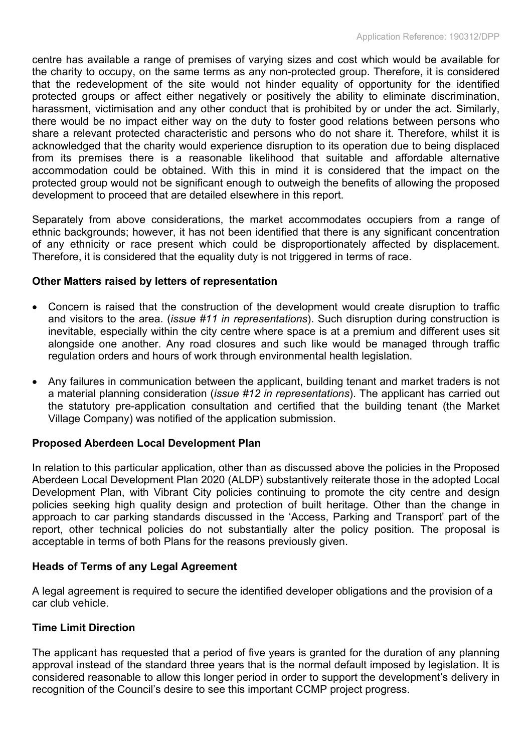centre has available a range of premises of varying sizes and cost which would be available for the charity to occupy, on the same terms as any non-protected group. Therefore, it is considered that the redevelopment of the site would not hinder equality of opportunity for the identified protected groups or affect either negatively or positively the ability to eliminate discrimination, harassment, victimisation and any other conduct that is prohibited by or under the act. Similarly, there would be no impact either way on the duty to foster good relations between persons who share a relevant protected characteristic and persons who do not share it. Therefore, whilst it is acknowledged that the charity would experience disruption to its operation due to being displaced from its premises there is a reasonable likelihood that suitable and affordable alternative accommodation could be obtained. With this in mind it is considered that the impact on the protected group would not be significant enough to outweigh the benefits of allowing the proposed development to proceed that are detailed elsewhere in this report.

Separately from above considerations, the market accommodates occupiers from a range of ethnic backgrounds; however, it has not been identified that there is any significant concentration of any ethnicity or race present which could be disproportionately affected by displacement. Therefore, it is considered that the equality duty is not triggered in terms of race.

**Other Matters raised by letters of representation**

- Concern is raised that the construction of the development would create disruption to traffic and visitors to the area. (*issue #11 in representations*). Such disruption during construction is inevitable, especially within the city centre where space is at a premium and different uses sit alongside one another. Any road closures and such like would be managed through traffic regulation orders and hours of work through environmental health legislation.
- Any failures in communication between the applicant, building tenant and market traders is not a material planning consideration (*issue #12 in representations*). The applicant has carried out the statutory pre-application consultation and certified that the building tenant (the Market Village Company) was notified of the application submission.

**Proposed Aberdeen Local Development Plan**

In relation to this particular application, other than as discussed above the policies in the Proposed Aberdeen Local Development Plan 2020 (ALDP) substantively reiterate those in the adopted Local Development Plan, with Vibrant City policies continuing to promote the city centre and design policies seeking high quality design and protection of built heritage. Other than the change in approach to car parking standards discussed in the 'Access, Parking and Transport' part of the report, other technical policies do not substantially alter the policy position. The proposal is acceptable in terms of both Plans for the reasons previously given.

**Heads of Terms of any Legal Agreement**

A legal agreement is required to secure the identified developer obligations and the provision of a car club vehicle.

**Time Limit Direction**

The applicant has requested that a period of five years is granted for the duration of any planning approval instead of the standard three years that is the normal default imposed by legislation. It is considered reasonable to allow this longer period in order to support the development's delivery in recognition of the Council's desire to see this important CCMP project progress.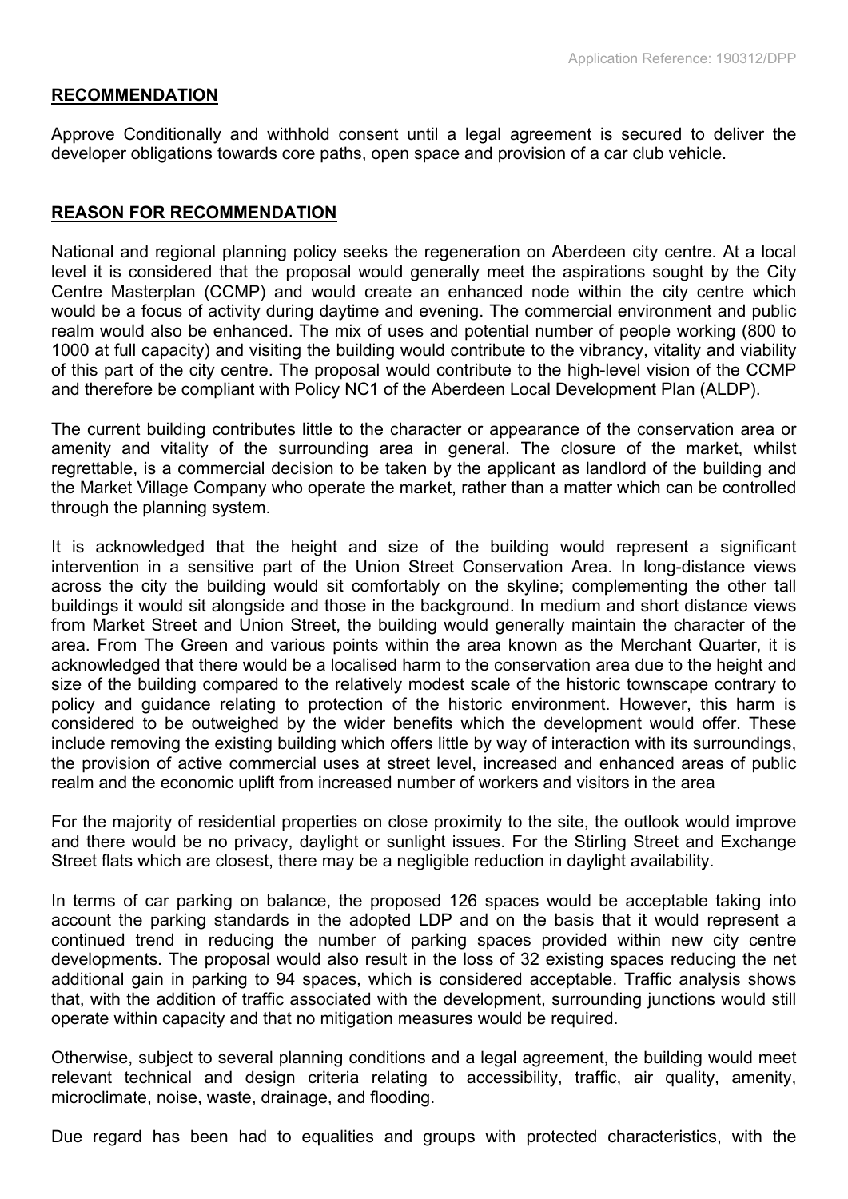## **RECOMMENDATION**

Approve Conditionally and withhold consent until a legal agreement is secured to deliver the developer obligations towards core paths, open space and provision of a car club vehicle.

## **REASON FOR RECOMMENDATION**

National and regional planning policy seeks the regeneration on Aberdeen city centre. At a local level it is considered that the proposal would generally meet the aspirations sought by the City Centre Masterplan (CCMP) and would create an enhanced node within the city centre which would be a focus of activity during daytime and evening. The commercial environment and public realm would also be enhanced. The mix of uses and potential number of people working (800 to 1000 at full capacity) and visiting the building would contribute to the vibrancy, vitality and viability of this part of the city centre. The proposal would contribute to the high-level vision of the CCMP and therefore be compliant with Policy NC1 of the Aberdeen Local Development Plan (ALDP).

The current building contributes little to the character or appearance of the conservation area or amenity and vitality of the surrounding area in general. The closure of the market, whilst regrettable, is a commercial decision to be taken by the applicant as landlord of the building and the Market Village Company who operate the market, rather than a matter which can be controlled through the planning system.

It is acknowledged that the height and size of the building would represent a significant intervention in a sensitive part of the Union Street Conservation Area. In long-distance views across the city the building would sit comfortably on the skyline; complementing the other tall buildings it would sit alongside and those in the background. In medium and short distance views from Market Street and Union Street, the building would generally maintain the character of the area. From The Green and various points within the area known as the Merchant Quarter, it is acknowledged that there would be a localised harm to the conservation area due to the height and size of the building compared to the relatively modest scale of the historic townscape contrary to policy and guidance relating to protection of the historic environment. However, this harm is considered to be outweighed by the wider benefits which the development would offer. These include removing the existing building which offers little by way of interaction with its surroundings, the provision of active commercial uses at street level, increased and enhanced areas of public realm and the economic uplift from increased number of workers and visitors in the area

For the majority of residential properties on close proximity to the site, the outlook would improve and there would be no privacy, daylight or sunlight issues. For the Stirling Street and Exchange Street flats which are closest, there may be a negligible reduction in daylight availability.

In terms of car parking on balance, the proposed 126 spaces would be acceptable taking into account the parking standards in the adopted LDP and on the basis that it would represent a continued trend in reducing the number of parking spaces provided within new city centre developments. The proposal would also result in the loss of 32 existing spaces reducing the net additional gain in parking to 94 spaces, which is considered acceptable. Traffic analysis shows that, with the addition of traffic associated with the development, surrounding junctions would still operate within capacity and that no mitigation measures would be required.

Otherwise, subject to several planning conditions and a legal agreement, the building would meet relevant technical and design criteria relating to accessibility, traffic, air quality, amenity, microclimate, noise, waste, drainage, and flooding.

Due regard has been had to equalities and groups with protected characteristics, with the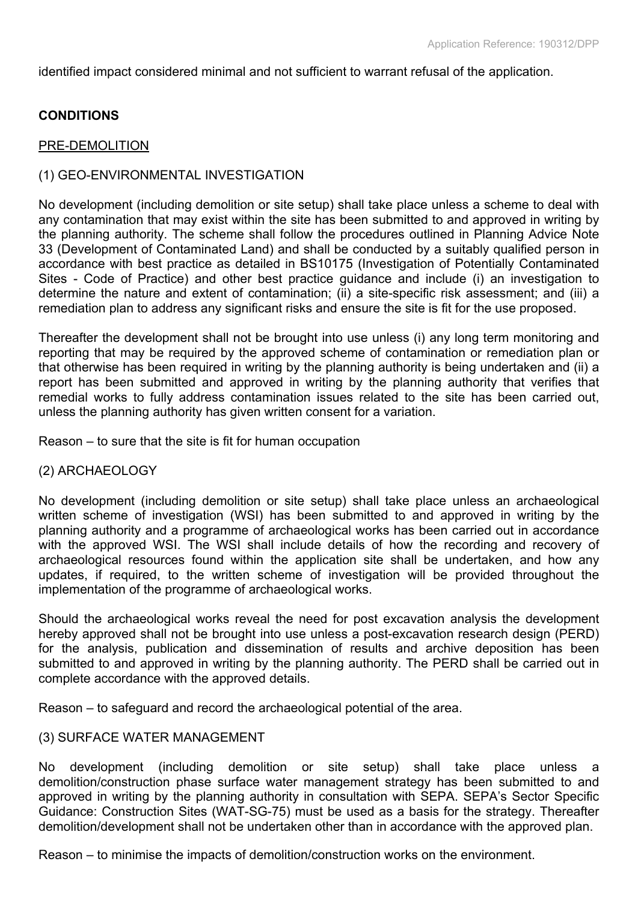identified impact considered minimal and not sufficient to warrant refusal of the application.

**CONDITIONS**

PRE-DEMOLITION

(1) GEO-ENVIRONMENTAL INVESTIGATION

No development (including demolition or site setup) shall take place unless a scheme to deal with any contamination that may exist within the site has been submitted to and approved in writing by the planning authority. The scheme shall follow the procedures outlined in Planning Advice Note 33 (Development of Contaminated Land) and shall be conducted by a suitably qualified person in accordance with best practice as detailed in BS10175 (Investigation of Potentially Contaminated Sites - Code of Practice) and other best practice guidance and include (i) an investigation to determine the nature and extent of contamination; (ii) a site-specific risk assessment; and (iii) a remediation plan to address any significant risks and ensure the site is fit for the use proposed.

Thereafter the development shall not be brought into use unless (i) any long term monitoring and reporting that may be required by the approved scheme of contamination or remediation plan or that otherwise has been required in writing by the planning authority is being undertaken and (ii) a report has been submitted and approved in writing by the planning authority that verifies that remedial works to fully address contamination issues related to the site has been carried out, unless the planning authority has given written consent for a variation.

Reason – to sure that the site is fit for human occupation

(2) ARCHAEOLOGY

No development (including demolition or site setup) shall take place unless an archaeological written scheme of investigation (WSI) has been submitted to and approved in writing by the planning authority and a programme of archaeological works has been carried out in accordance with the approved WSI. The WSI shall include details of how the recording and recovery of archaeological resources found within the application site shall be undertaken, and how any updates, if required, to the written scheme of investigation will be provided throughout the implementation of the programme of archaeological works.

Should the archaeological works reveal the need for post excavation analysis the development hereby approved shall not be brought into use unless a post-excavation research design (PERD) for the analysis, publication and dissemination of results and archive deposition has been submitted to and approved in writing by the planning authority. The PERD shall be carried out in complete accordance with the approved details.

Reason – to safeguard and record the archaeological potential of the area.

(3) SURFACE WATER MANAGEMENT

No development (including demolition or site setup) shall take place unless a demolition/construction phase surface water management strategy has been submitted to and approved in writing by the planning authority in consultation with SEPA. SEPA's Sector Specific Guidance: Construction Sites (WAT-SG-75) must be used as a basis for the strategy. Thereafter demolition/development shall not be undertaken other than in accordance with the approved plan.

Reason – to minimise the impacts of demolition/construction works on the environment.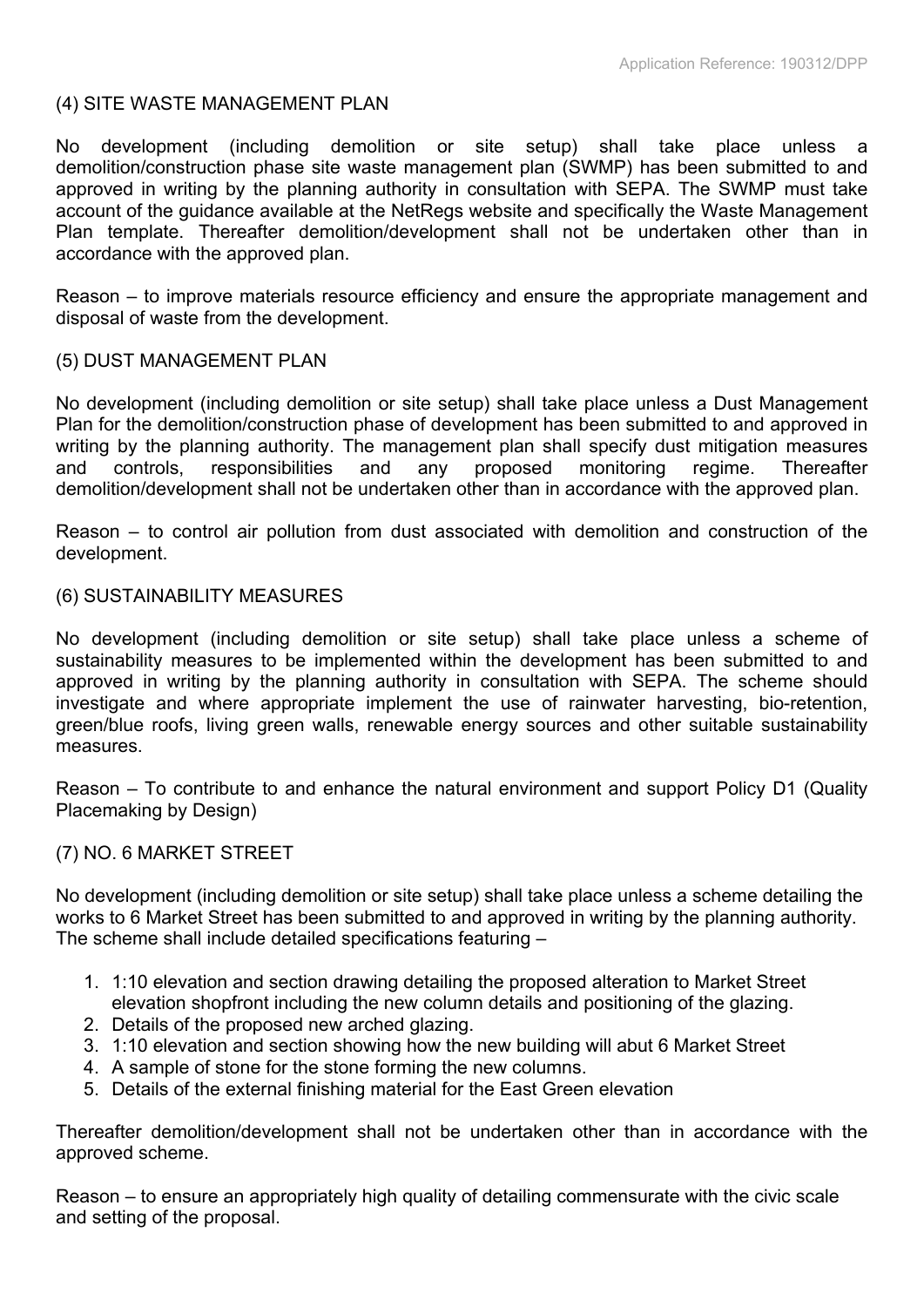(4) SITE WASTE MANAGEMENT PLAN

No development (including demolition or site setup) shall take place unless a demolition/construction phase site waste management plan (SWMP) has been submitted to and approved in writing by the planning authority in consultation with SEPA. The SWMP must take account of the guidance available at the NetRegs website and specifically the Waste Management Plan template. Thereafter demolition/development shall not be undertaken other than in accordance with the approved plan.

Reason – to improve materials resource efficiency and ensure the appropriate management and disposal of waste from the development.

(5) DUST MANAGEMENT PLAN

No development (including demolition or site setup) shall take place unless a Dust Management Plan for the demolition/construction phase of development has been submitted to and approved in writing by the planning authority. The management plan shall specify dust mitigation measures and controls, responsibilities and any proposed monitoring regime. Thereafter demolition/development shall not be undertaken other than in accordance with the approved plan.

Reason – to control air pollution from dust associated with demolition and construction of the development.

(6) SUSTAINABILITY MEASURES

No development (including demolition or site setup) shall take place unless a scheme of sustainability measures to be implemented within the development has been submitted to and approved in writing by the planning authority in consultation with SEPA. The scheme should investigate and where appropriate implement the use of rainwater harvesting, bio-retention, green/blue roofs, living green walls, renewable energy sources and other suitable sustainability measures.

Reason – To contribute to and enhance the natural environment and support Policy D1 (Quality Placemaking by Design)

(7) NO. 6 MARKET STREET

No development (including demolition or site setup) shall take place unless a scheme detailing the works to 6 Market Street has been submitted to and approved in writing by the planning authority. The scheme shall include detailed specifications featuring –

1. 1:10 elevation and section drawing detailing the proposed alteration to Market Street elevation shopfront including the new column details and positioning of the glazing.
2. Details of the proposed new arched glazing.
3. 1:10 elevation and section showing how the new building will abut 6 Market Street
4. A sample of stone for the stone forming the new columns.
5. Details of the external finishing material for the East Green elevation

Thereafter demolition/development shall not be undertaken other than in accordance with the approved scheme.

Reason – to ensure an appropriately high quality of detailing commensurate with the civic scale and setting of the proposal.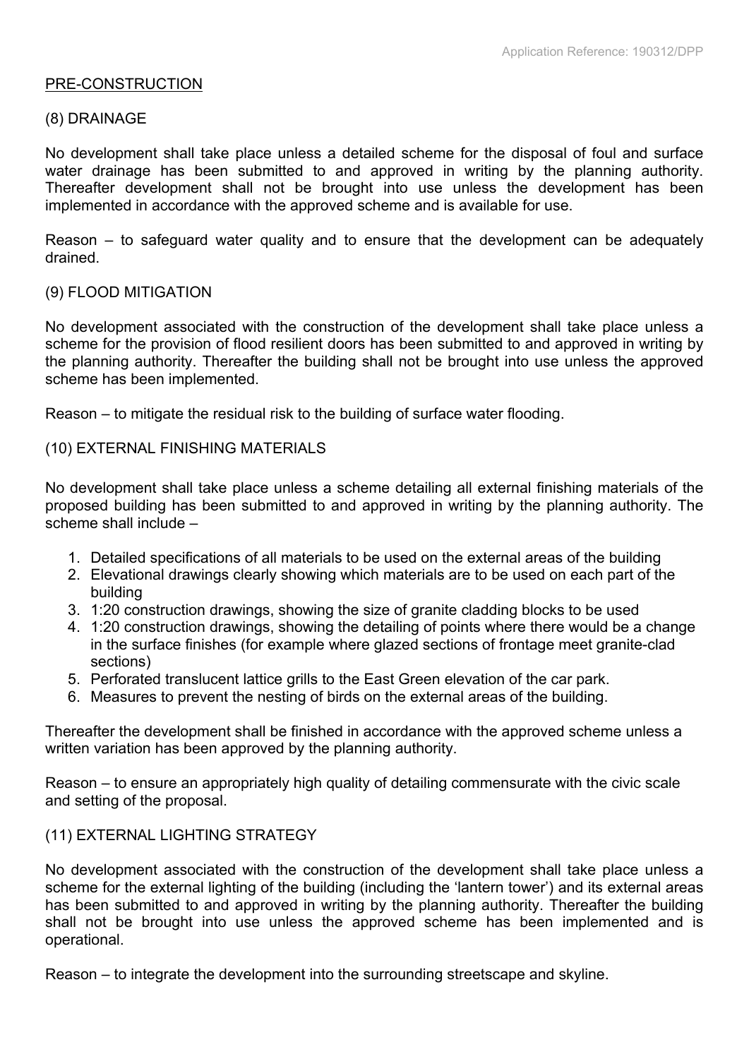PRE-CONSTRUCTION

(8) DRAINAGE

No development shall take place unless a detailed scheme for the disposal of foul and surface water drainage has been submitted to and approved in writing by the planning authority. Thereafter development shall not be brought into use unless the development has been implemented in accordance with the approved scheme and is available for use.

Reason – to safeguard water quality and to ensure that the development can be adequately drained.

(9) FLOOD MITIGATION

No development associated with the construction of the development shall take place unless a scheme for the provision of flood resilient doors has been submitted to and approved in writing by the planning authority. Thereafter the building shall not be brought into use unless the approved scheme has been implemented.

Reason – to mitigate the residual risk to the building of surface water flooding.

(10) EXTERNAL FINISHING MATERIALS

No development shall take place unless a scheme detailing all external finishing materials of the proposed building has been submitted to and approved in writing by the planning authority. The scheme shall include –

1. Detailed specifications of all materials to be used on the external areas of the building
2. Elevational drawings clearly showing which materials are to be used on each part of the building
3. 1:20 construction drawings, showing the size of granite cladding blocks to be used
4. 1:20 construction drawings, showing the detailing of points where there would be a change in the surface finishes (for example where glazed sections of frontage meet granite-clad sections)
5. Perforated translucent lattice grills to the East Green elevation of the car park.
6. Measures to prevent the nesting of birds on the external areas of the building.

Thereafter the development shall be finished in accordance with the approved scheme unless a written variation has been approved by the planning authority.

Reason – to ensure an appropriately high quality of detailing commensurate with the civic scale and setting of the proposal.

(11) EXTERNAL LIGHTING STRATEGY

No development associated with the construction of the development shall take place unless a scheme for the external lighting of the building (including the 'lantern tower') and its external areas has been submitted to and approved in writing by the planning authority. Thereafter the building shall not be brought into use unless the approved scheme has been implemented and is operational.

Reason – to integrate the development into the surrounding streetscape and skyline.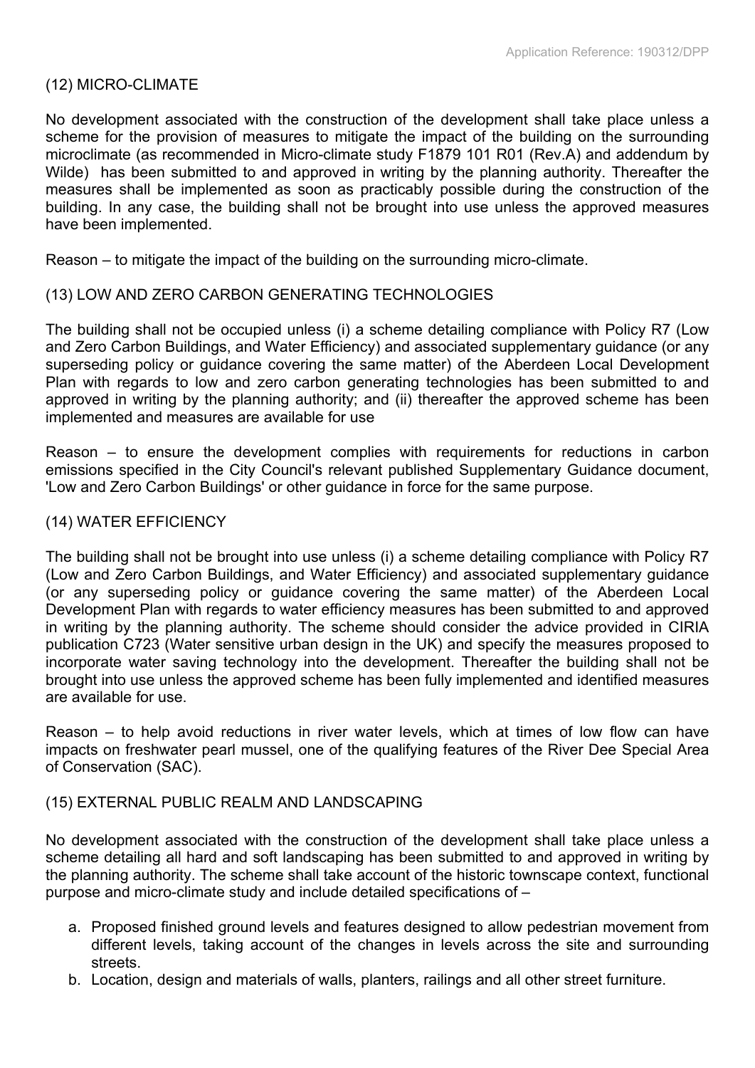(12) MICRO-CLIMATE

No development associated with the construction of the development shall take place unless a scheme for the provision of measures to mitigate the impact of the building on the surrounding microclimate (as recommended in Micro-climate study F1879 101 R01 (Rev.A) and addendum by Wilde) has been submitted to and approved in writing by the planning authority. Thereafter the measures shall be implemented as soon as practicably possible during the construction of the building. In any case, the building shall not be brought into use unless the approved measures have been implemented.

Reason – to mitigate the impact of the building on the surrounding micro-climate.

(13) LOW AND ZERO CARBON GENERATING TECHNOLOGIES

The building shall not be occupied unless (i) a scheme detailing compliance with Policy R7 (Low and Zero Carbon Buildings, and Water Efficiency) and associated supplementary guidance (or any superseding policy or guidance covering the same matter) of the Aberdeen Local Development Plan with regards to low and zero carbon generating technologies has been submitted to and approved in writing by the planning authority; and (ii) thereafter the approved scheme has been implemented and measures are available for use

Reason – to ensure the development complies with requirements for reductions in carbon emissions specified in the City Council's relevant published Supplementary Guidance document, 'Low and Zero Carbon Buildings' or other guidance in force for the same purpose.

(14) WATER EFFICIENCY

The building shall not be brought into use unless (i) a scheme detailing compliance with Policy R7 (Low and Zero Carbon Buildings, and Water Efficiency) and associated supplementary guidance (or any superseding policy or guidance covering the same matter) of the Aberdeen Local Development Plan with regards to water efficiency measures has been submitted to and approved in writing by the planning authority. The scheme should consider the advice provided in CIRIA publication C723 (Water sensitive urban design in the UK) and specify the measures proposed to incorporate water saving technology into the development. Thereafter the building shall not be brought into use unless the approved scheme has been fully implemented and identified measures are available for use.

Reason – to help avoid reductions in river water levels, which at times of low flow can have impacts on freshwater pearl mussel, one of the qualifying features of the River Dee Special Area of Conservation (SAC).

(15) EXTERNAL PUBLIC REALM AND LANDSCAPING

No development associated with the construction of the development shall take place unless a scheme detailing all hard and soft landscaping has been submitted to and approved in writing by the planning authority. The scheme shall take account of the historic townscape context, functional purpose and micro-climate study and include detailed specifications of –

a. Proposed finished ground levels and features designed to allow pedestrian movement from different levels, taking account of the changes in levels across the site and surrounding streets.
b. Location, design and materials of walls, planters, railings and all other street furniture.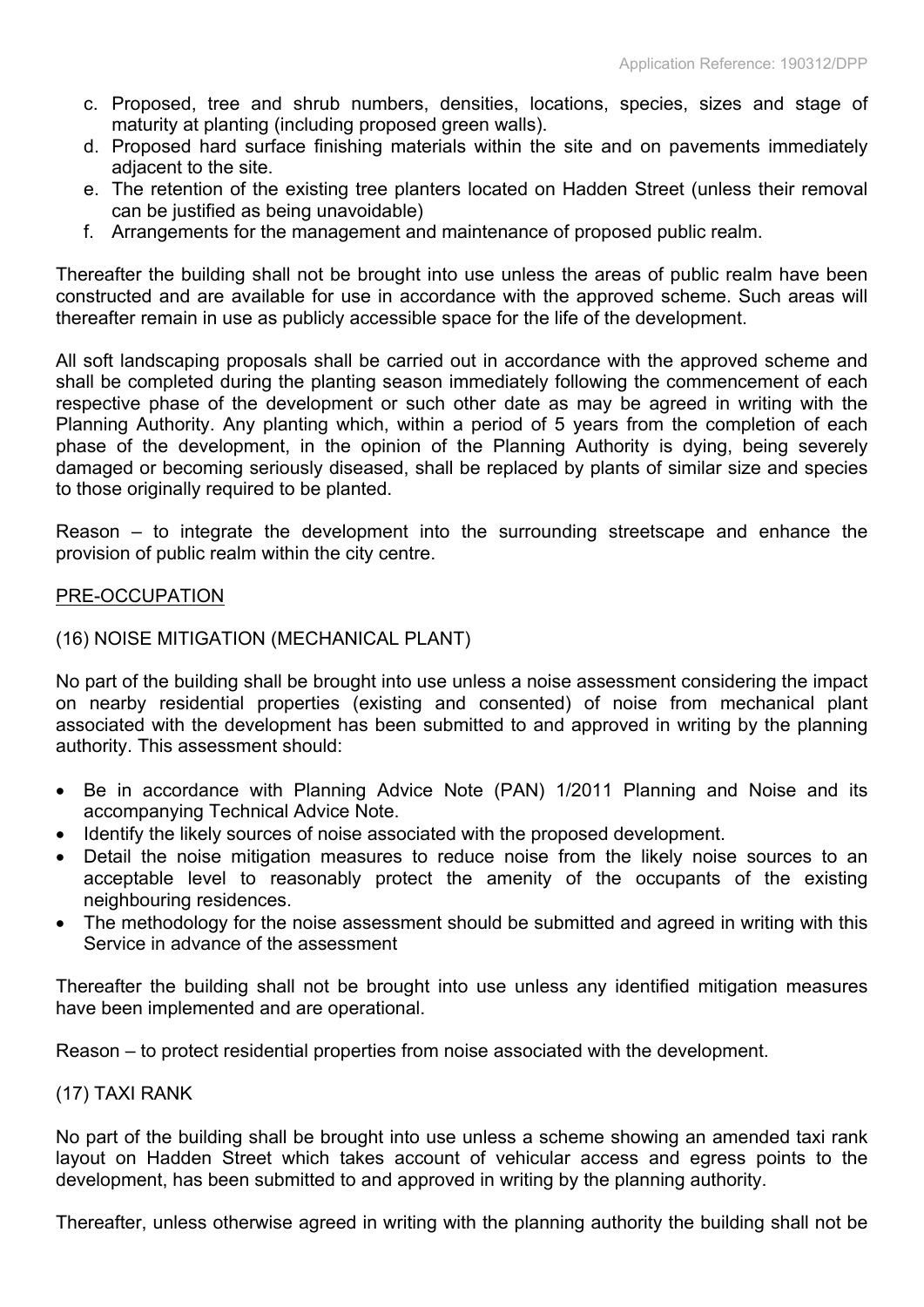c. Proposed, tree and shrub numbers, densities, locations, species, sizes and stage of maturity at planting (including proposed green walls).
d. Proposed hard surface finishing materials within the site and on pavements immediately adjacent to the site.
e. The retention of the existing tree planters located on Hadden Street (unless their removal can be justified as being unavoidable)
f. Arrangements for the management and maintenance of proposed public realm.

Thereafter the building shall not be brought into use unless the areas of public realm have been constructed and are available for use in accordance with the approved scheme. Such areas will thereafter remain in use as publicly accessible space for the life of the development.

All soft landscaping proposals shall be carried out in accordance with the approved scheme and shall be completed during the planting season immediately following the commencement of each respective phase of the development or such other date as may be agreed in writing with the Planning Authority. Any planting which, within a period of 5 years from the completion of each phase of the development, in the opinion of the Planning Authority is dying, being severely damaged or becoming seriously diseased, shall be replaced by plants of similar size and species to those originally required to be planted.

Reason – to integrate the development into the surrounding streetscape and enhance the provision of public realm within the city centre.

<u>PRE-OCCUPATION</u>

(16) NOISE MITIGATION (MECHANICAL PLANT)

No part of the building shall be brought into use unless a noise assessment considering the impact on nearby residential properties (existing and consented) of noise from mechanical plant associated with the development has been submitted to and approved in writing by the planning authority. This assessment should:

- Be in accordance with Planning Advice Note (PAN) 1/2011 Planning and Noise and its accompanying Technical Advice Note.
- Identify the likely sources of noise associated with the proposed development.
- Detail the noise mitigation measures to reduce noise from the likely noise sources to an acceptable level to reasonably protect the amenity of the occupants of the existing neighbouring residences.
- The methodology for the noise assessment should be submitted and agreed in writing with this Service in advance of the assessment

Thereafter the building shall not be brought into use unless any identified mitigation measures have been implemented and are operational.

Reason – to protect residential properties from noise associated with the development.

(17) TAXI RANK

No part of the building shall be brought into use unless a scheme showing an amended taxi rank layout on Hadden Street which takes account of vehicular access and egress points to the development, has been submitted to and approved in writing by the planning authority.

Thereafter, unless otherwise agreed in writing with the planning authority the building shall not be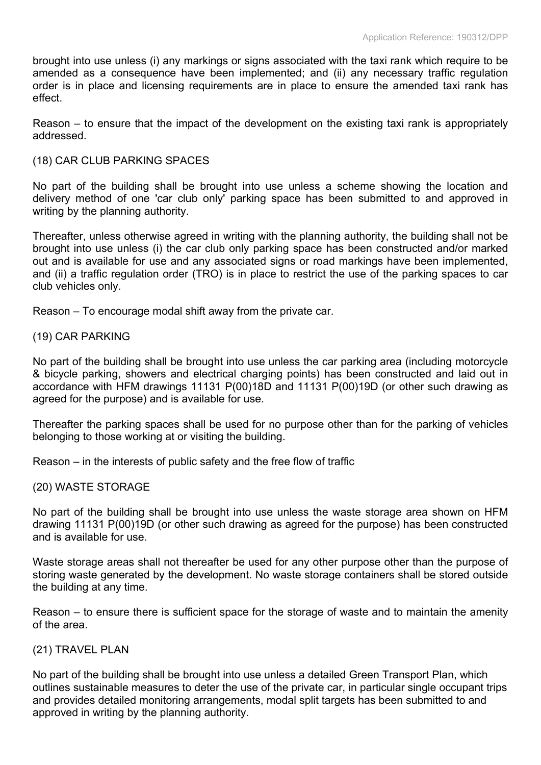brought into use unless (i) any markings or signs associated with the taxi rank which require to be amended as a consequence have been implemented; and (ii) any necessary traffic regulation order is in place and licensing requirements are in place to ensure the amended taxi rank has effect.

Reason – to ensure that the impact of the development on the existing taxi rank is appropriately addressed.

(18) CAR CLUB PARKING SPACES

No part of the building shall be brought into use unless a scheme showing the location and delivery method of one 'car club only' parking space has been submitted to and approved in writing by the planning authority.

Thereafter, unless otherwise agreed in writing with the planning authority, the building shall not be brought into use unless (i) the car club only parking space has been constructed and/or marked out and is available for use and any associated signs or road markings have been implemented, and (ii) a traffic regulation order (TRO) is in place to restrict the use of the parking spaces to car club vehicles only.

Reason – To encourage modal shift away from the private car.

(19) CAR PARKING

No part of the building shall be brought into use unless the car parking area (including motorcycle & bicycle parking, showers and electrical charging points) has been constructed and laid out in accordance with HFM drawings 11131 P(00)18D and 11131 P(00)19D (or other such drawing as agreed for the purpose) and is available for use.

Thereafter the parking spaces shall be used for no purpose other than for the parking of vehicles belonging to those working at or visiting the building.

Reason – in the interests of public safety and the free flow of traffic

(20) WASTE STORAGE

No part of the building shall be brought into use unless the waste storage area shown on HFM drawing 11131 P(00)19D (or other such drawing as agreed for the purpose) has been constructed and is available for use.

Waste storage areas shall not thereafter be used for any other purpose other than the purpose of storing waste generated by the development. No waste storage containers shall be stored outside the building at any time.

Reason – to ensure there is sufficient space for the storage of waste and to maintain the amenity of the area.

(21) TRAVEL PLAN

No part of the building shall be brought into use unless a detailed Green Transport Plan, which outlines sustainable measures to deter the use of the private car, in particular single occupant trips and provides detailed monitoring arrangements, modal split targets has been submitted to and approved in writing by the planning authority.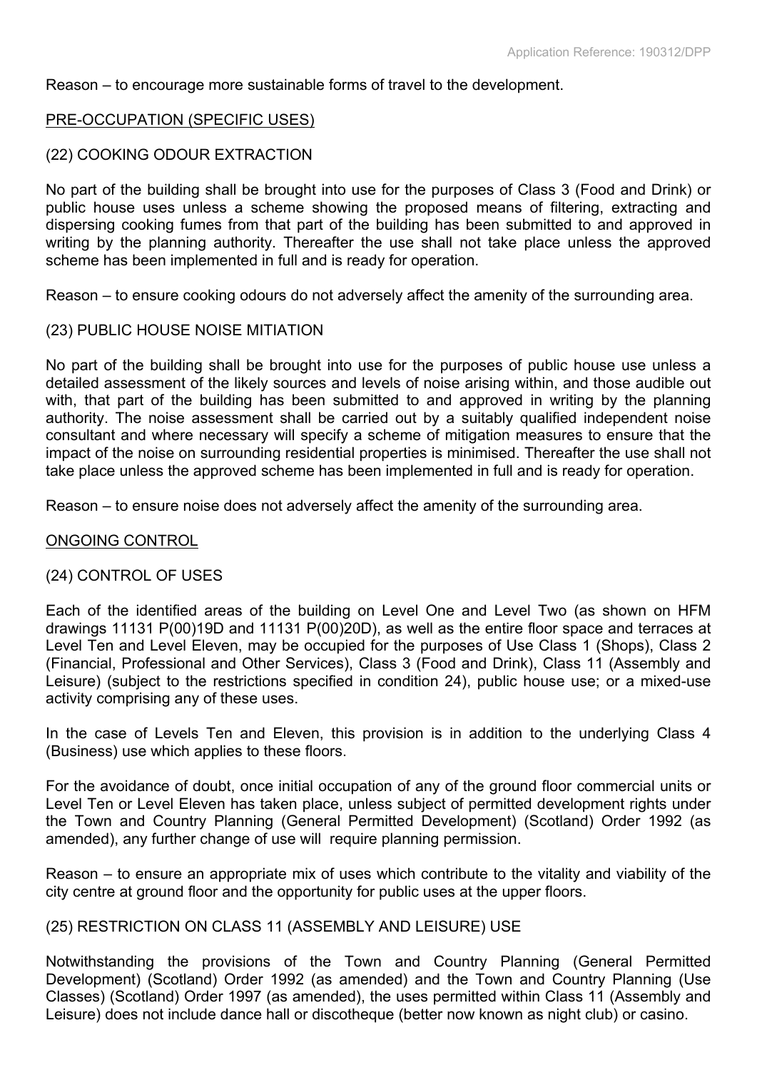Reason – to encourage more sustainable forms of travel to the development.

PRE-OCCUPATION (SPECIFIC USES)

(22) COOKING ODOUR EXTRACTION

No part of the building shall be brought into use for the purposes of Class 3 (Food and Drink) or public house uses unless a scheme showing the proposed means of filtering, extracting and dispersing cooking fumes from that part of the building has been submitted to and approved in writing by the planning authority. Thereafter the use shall not take place unless the approved scheme has been implemented in full and is ready for operation.

Reason – to ensure cooking odours do not adversely affect the amenity of the surrounding area.

(23) PUBLIC HOUSE NOISE MITIATION

No part of the building shall be brought into use for the purposes of public house use unless a detailed assessment of the likely sources and levels of noise arising within, and those audible out with, that part of the building has been submitted to and approved in writing by the planning authority. The noise assessment shall be carried out by a suitably qualified independent noise consultant and where necessary will specify a scheme of mitigation measures to ensure that the impact of the noise on surrounding residential properties is minimised. Thereafter the use shall not take place unless the approved scheme has been implemented in full and is ready for operation.

Reason – to ensure noise does not adversely affect the amenity of the surrounding area.

ONGOING CONTROL

(24) CONTROL OF USES

Each of the identified areas of the building on Level One and Level Two (as shown on HFM drawings 11131 P(00)19D and 11131 P(00)20D), as well as the entire floor space and terraces at Level Ten and Level Eleven, may be occupied for the purposes of Use Class 1 (Shops), Class 2 (Financial, Professional and Other Services), Class 3 (Food and Drink), Class 11 (Assembly and Leisure) (subject to the restrictions specified in condition 24), public house use; or a mixed-use activity comprising any of these uses.

In the case of Levels Ten and Eleven, this provision is in addition to the underlying Class 4 (Business) use which applies to these floors.

For the avoidance of doubt, once initial occupation of any of the ground floor commercial units or Level Ten or Level Eleven has taken place, unless subject of permitted development rights under the Town and Country Planning (General Permitted Development) (Scotland) Order 1992 (as amended), any further change of use will require planning permission.

Reason – to ensure an appropriate mix of uses which contribute to the vitality and viability of the city centre at ground floor and the opportunity for public uses at the upper floors.

(25) RESTRICTION ON CLASS 11 (ASSEMBLY AND LEISURE) USE

Notwithstanding the provisions of the Town and Country Planning (General Permitted Development) (Scotland) Order 1992 (as amended) and the Town and Country Planning (Use Classes) (Scotland) Order 1997 (as amended), the uses permitted within Class 11 (Assembly and Leisure) does not include dance hall or discotheque (better now known as night club) or casino.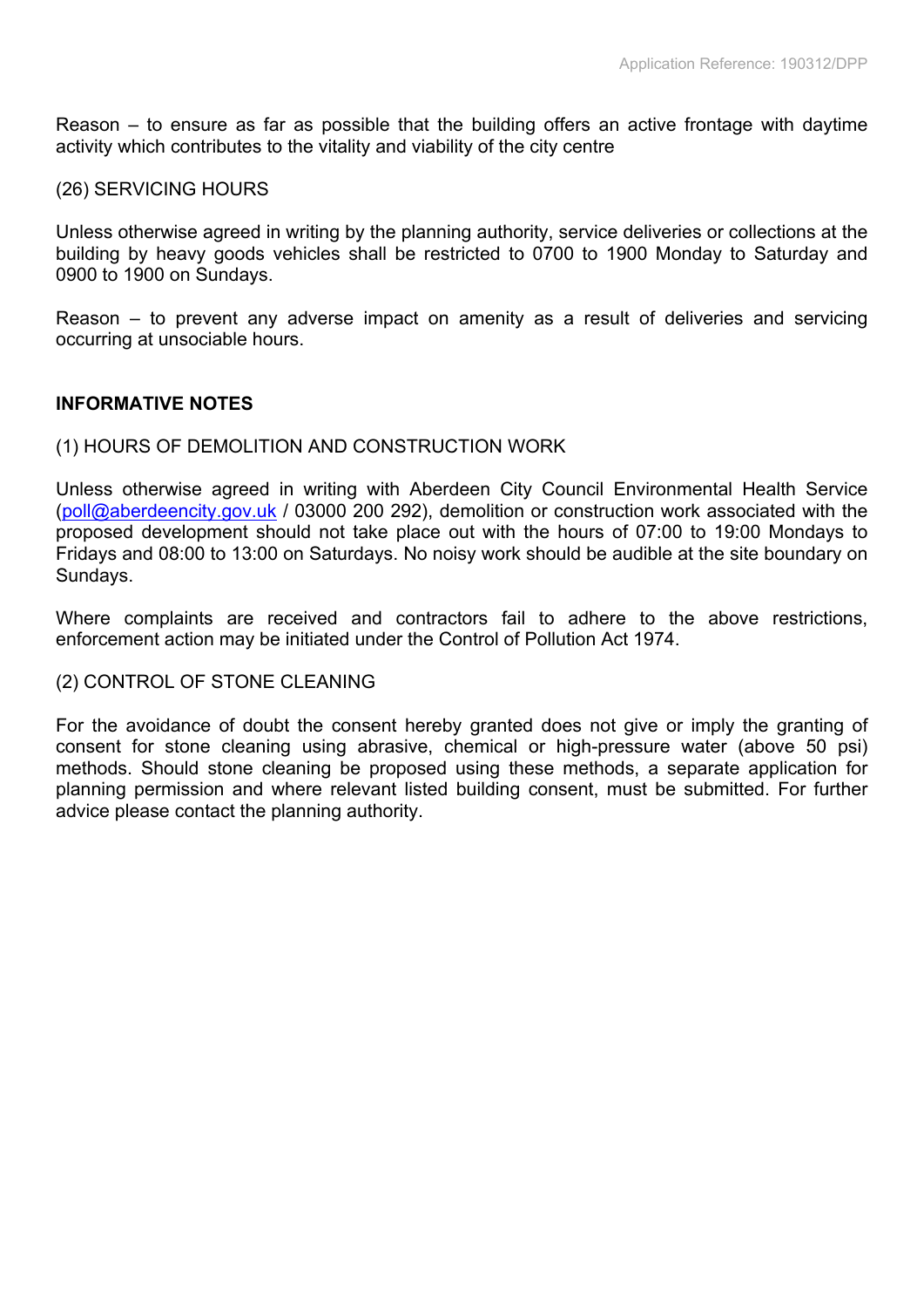Reason – to ensure as far as possible that the building offers an active frontage with daytime activity which contributes to the vitality and viability of the city centre

(26) SERVICING HOURS

Unless otherwise agreed in writing by the planning authority, service deliveries or collections at the building by heavy goods vehicles shall be restricted to 0700 to 1900 Monday to Saturday and 0900 to 1900 on Sundays.

Reason – to prevent any adverse impact on amenity as a result of deliveries and servicing occurring at unsociable hours.

**INFORMATIVE NOTES**

(1) HOURS OF DEMOLITION AND CONSTRUCTION WORK

Unless otherwise agreed in writing with Aberdeen City Council Environmental Health Service (poll@aberdeencity.gov.uk / 03000 200 292), demolition or construction work associated with the proposed development should not take place out with the hours of 07:00 to 19:00 Mondays to Fridays and 08:00 to 13:00 on Saturdays. No noisy work should be audible at the site boundary on Sundays.

Where complaints are received and contractors fail to adhere to the above restrictions, enforcement action may be initiated under the Control of Pollution Act 1974.

(2) CONTROL OF STONE CLEANING

For the avoidance of doubt the consent hereby granted does not give or imply the granting of consent for stone cleaning using abrasive, chemical or high-pressure water (above 50 psi) methods. Should stone cleaning be proposed using these methods, a separate application for planning permission and where relevant listed building consent, must be submitted. For further advice please contact the planning authority.